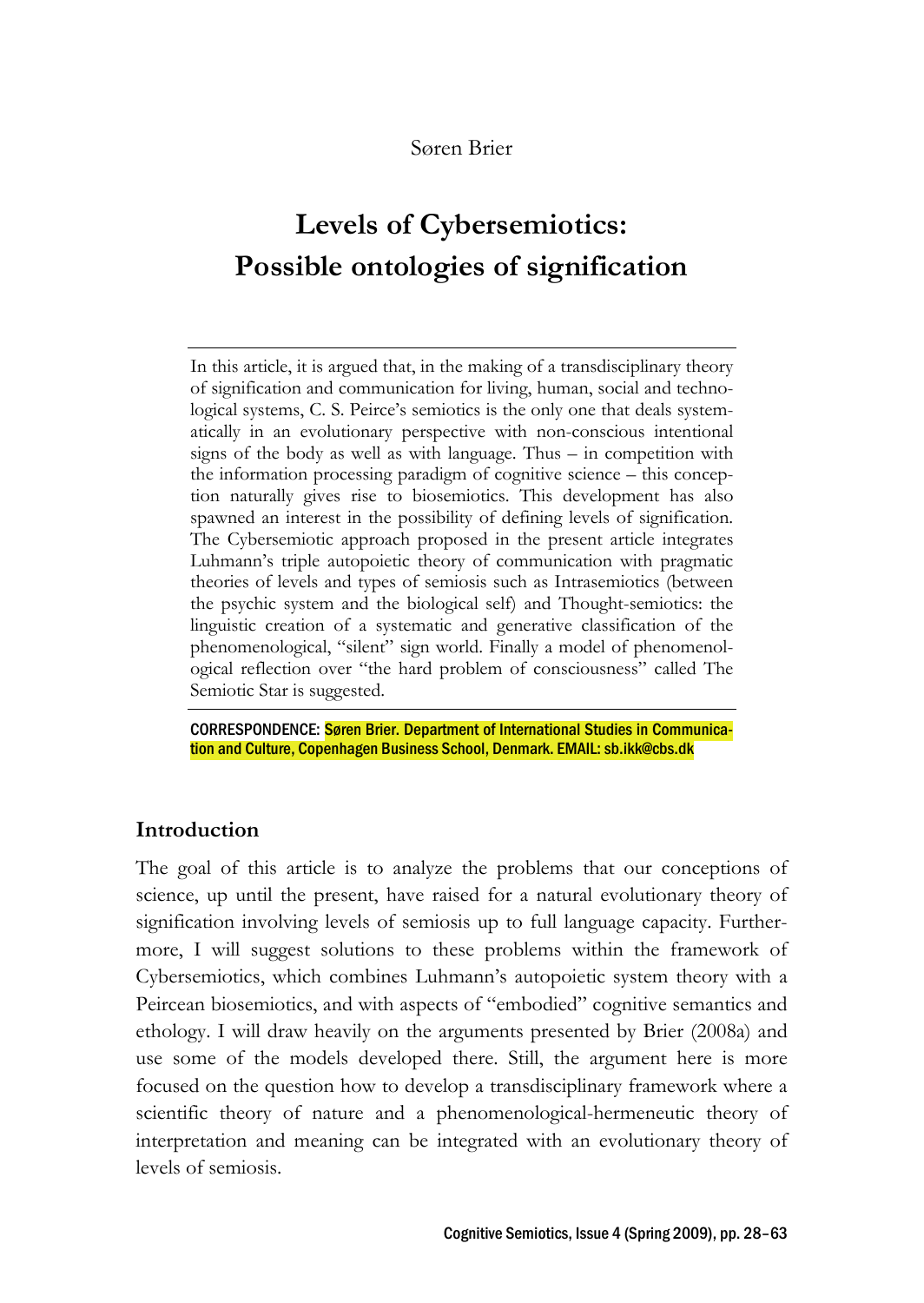Søren Brier

# Levels of Cybersemiotics: Possible ontologies of signification

In this article, it is argued that, in the making of a transdisciplinary theory of signification and communication for living, human, social and technological systems, C. S. Peirce's semiotics is the only one that deals systematically in an evolutionary perspective with non-conscious intentional signs of the body as well as with language. Thus – in competition with the information processing paradigm of cognitive science – this conception naturally gives rise to biosemiotics. This development has also spawned an interest in the possibility of defining levels of signification. The Cybersemiotic approach proposed in the present article integrates Luhmann's triple autopoietic theory of communication with pragmatic theories of levels and types of semiosis such as Intrasemiotics (between the psychic system and the biological self) and Thought-semiotics: the linguistic creation of a systematic and generative classification of the phenomenological, "silent" sign world. Finally a model of phenomenological reflection over "the hard problem of consciousness" called The Semiotic Star is suggested.

CORRESPONDENCE: Søren Brier. Department of International Studies in Communication and Culture, Copenhagen Business School, Denmark. EMAIL: sb.ikk@cbs.dk

## Introduction

The goal of this article is to analyze the problems that our conceptions of science, up until the present, have raised for a natural evolutionary theory of signification involving levels of semiosis up to full language capacity. Furthermore, I will suggest solutions to these problems within the framework of Cybersemiotics, which combines Luhmann's autopoietic system theory with a Peircean biosemiotics, and with aspects of "embodied" cognitive semantics and ethology. I will draw heavily on the arguments presented by Brier (2008a) and use some of the models developed there. Still, the argument here is more focused on the question how to develop a transdisciplinary framework where a scientific theory of nature and a phenomenological-hermeneutic theory of interpretation and meaning can be integrated with an evolutionary theory of levels of semiosis.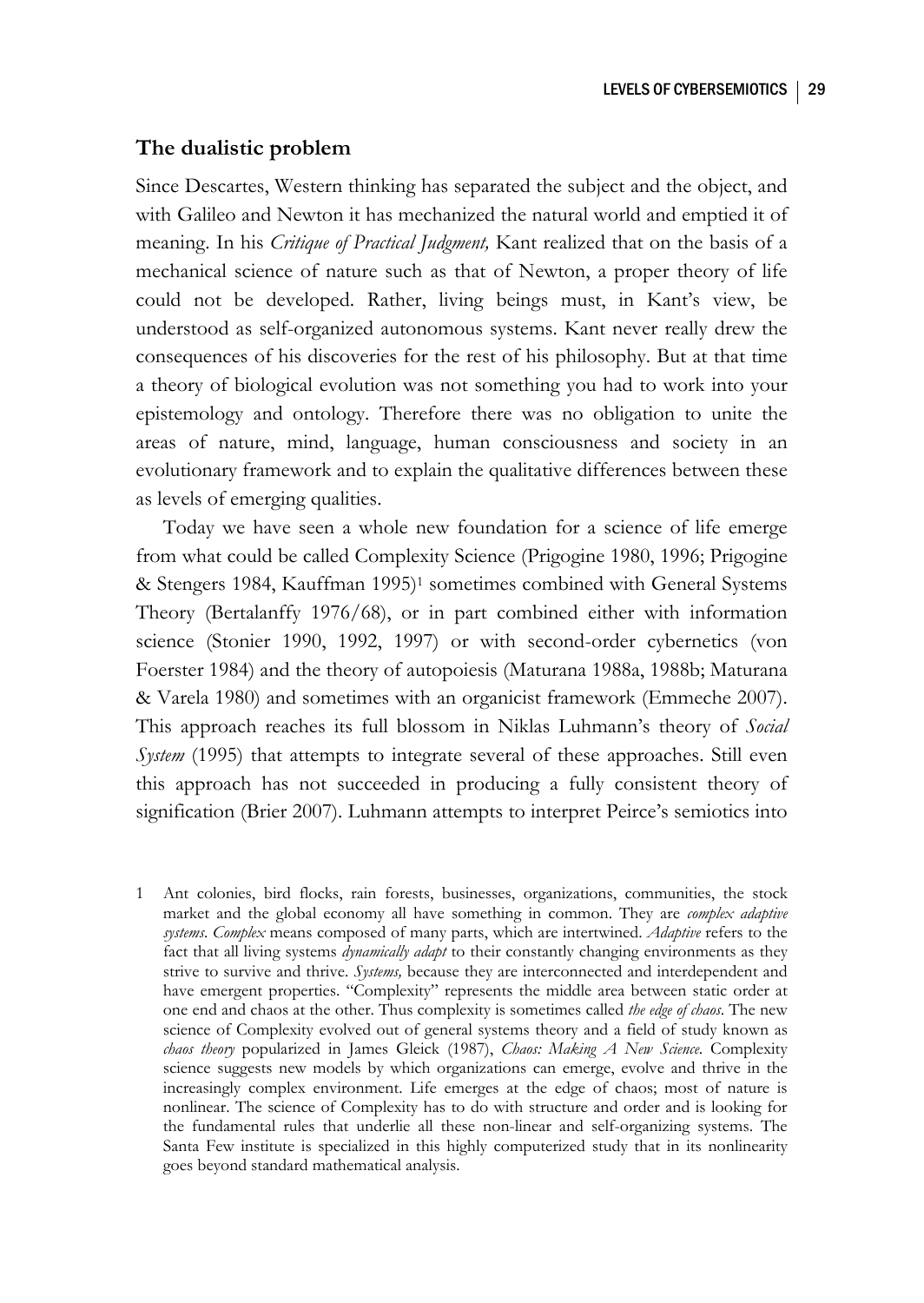## The dualistic problem

Since Descartes, Western thinking has separated the subject and the object, and with Galileo and Newton it has mechanized the natural world and emptied it of meaning. In his *Critique of Practical Judgment,* Kant realized that on the basis of a mechanical science of nature such as that of Newton, a proper theory of life could not be developed. Rather, living beings must, in Kant's view, be understood as self-organized autonomous systems. Kant never really drew the consequences of his discoveries for the rest of his philosophy. But at that time a theory of biological evolution was not something you had to work into your epistemology and ontology. Therefore there was no obligation to unite the areas of nature, mind, language, human consciousness and society in an evolutionary framework and to explain the qualitative differences between these as levels of emerging qualities.

Today we have seen a whole new foundation for a science of life emerge from what could be called Complexity Science (Prigogine 1980, 1996; Prigogine & Stengers 1984, Kauffman 1995)[1] sometimes combined with General Systems Theory (Bertalanffy 1976/68), or in part combined either with information science (Stonier 1990, 1992, 1997) or with second-order cybernetics (von Foerster 1984) and the theory of autopoiesis (Maturana 1988a, 1988b; Maturana & Varela 1980) and sometimes with an organicist framework (Emmeche 2007). This approach reaches its full blossom in Niklas Luhmann's theory of *Social System* (1995) that attempts to integrate several of these approaches. Still even this approach has not succeeded in producing a fully consistent theory of signification (Brier 2007). Luhmann attempts to interpret Peirce's semiotics into

1 Ant colonies, bird flocks, rain forests, businesses, organizations, communities, the stock market and the global economy all have something in common. They are *complex adaptive systems*. *Complex* means composed of many parts, which are intertwined. *Adaptive* refers to the fact that all living systems *dynamically adapt* to their constantly changing environments as they strive to survive and thrive. *Systems,* because they are interconnected and interdependent and have emergent properties. "Complexity" represents the middle area between static order at one end and chaos at the other. Thus complexity is sometimes called *the edge of chaos*. The new science of Complexity evolved out of general systems theory and a field of study known as *chaos theory* popularized in James Gleick (1987), *Chaos: Making A New Science*. Complexity science suggests new models by which organizations can emerge, evolve and thrive in the increasingly complex environment. Life emerges at the edge of chaos; most of nature is nonlinear. The science of Complexity has to do with structure and order and is looking for the fundamental rules that underlie all these non-linear and self-organizing systems. The Santa Few institute is specialized in this highly computerized study that in its nonlinearity goes beyond standard mathematical analysis.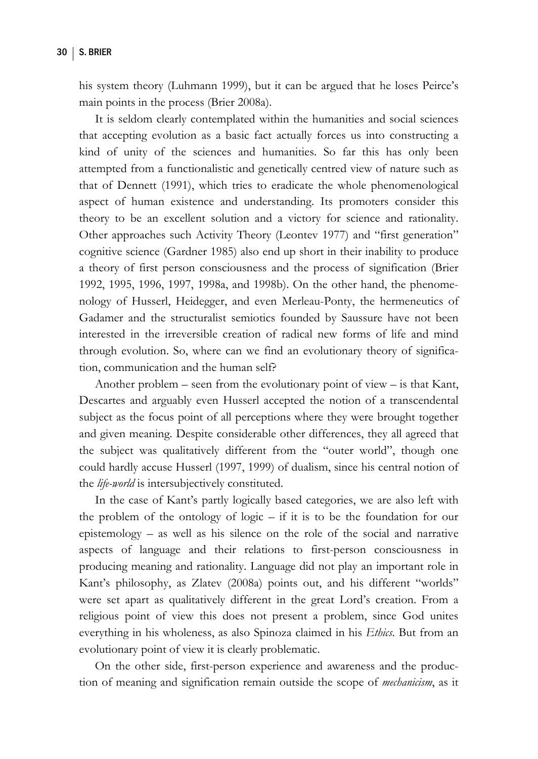his system theory (Luhmann 1999), but it can be argued that he loses Peirce's main points in the process (Brier 2008a).

It is seldom clearly contemplated within the humanities and social sciences that accepting evolution as a basic fact actually forces us into constructing a kind of unity of the sciences and humanities. So far this has only been attempted from a functionalistic and genetically centred view of nature such as that of Dennett (1991), which tries to eradicate the whole phenomenological aspect of human existence and understanding. Its promoters consider this theory to be an excellent solution and a victory for science and rationality. Other approaches such Activity Theory (Leontev 1977) and "first generation" cognitive science (Gardner 1985) also end up short in their inability to produce a theory of first person consciousness and the process of signification (Brier 1992, 1995, 1996, 1997, 1998a, and 1998b). On the other hand, the phenomenology of Husserl, Heidegger, and even Merleau-Ponty, the hermeneutics of Gadamer and the structuralist semiotics founded by Saussure have not been interested in the irreversible creation of radical new forms of life and mind through evolution. So, where can we find an evolutionary theory of signification, communication and the human self?

Another problem – seen from the evolutionary point of view – is that Kant, Descartes and arguably even Husserl accepted the notion of a transcendental subject as the focus point of all perceptions where they were brought together and given meaning. Despite considerable other differences, they all agreed that the subject was qualitatively different from the "outer world", though one could hardly accuse Husserl (1997, 1999) of dualism, since his central notion of the *life-world* is intersubjectively constituted.

In the case of Kant's partly logically based categories, we are also left with the problem of the ontology of logic – if it is to be the foundation for our epistemology – as well as his silence on the role of the social and narrative aspects of language and their relations to first-person consciousness in producing meaning and rationality. Language did not play an important role in Kant's philosophy, as Zlatev (2008a) points out, and his different "worlds" were set apart as qualitatively different in the great Lord's creation. From a religious point of view this does not present a problem, since God unites everything in his wholeness, as also Spinoza claimed in his *Ethics*. But from an evolutionary point of view it is clearly problematic.

On the other side, first-person experience and awareness and the production of meaning and signification remain outside the scope of *mechanicism*, as it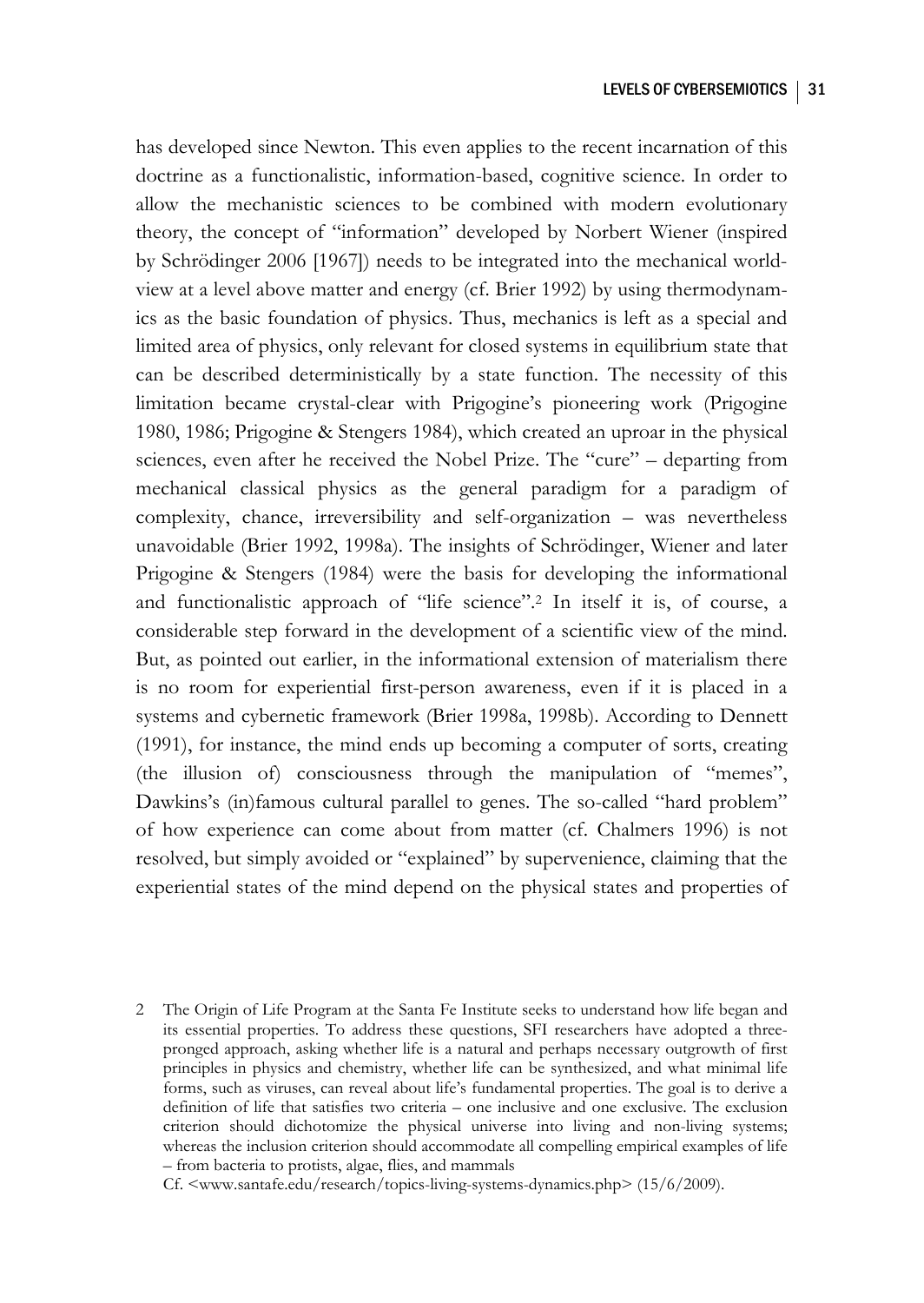has developed since Newton. This even applies to the recent incarnation of this doctrine as a functionalistic, information-based, cognitive science. In order to allow the mechanistic sciences to be combined with modern evolutionary theory, the concept of "information" developed by Norbert Wiener (inspired by Schrödinger 2006 [1967]) needs to be integrated into the mechanical worldview at a level above matter and energy (cf. Brier 1992) by using thermodynamics as the basic foundation of physics. Thus, mechanics is left as a special and limited area of physics, only relevant for closed systems in equilibrium state that can be described deterministically by a state function. The necessity of this limitation became crystal-clear with Prigogine's pioneering work (Prigogine 1980, 1986; Prigogine & Stengers 1984), which created an uproar in the physical sciences, even after he received the Nobel Prize. The "cure" – departing from mechanical classical physics as the general paradigm for a paradigm of complexity, chance, irreversibility and self-organization – was nevertheless unavoidable (Brier 1992, 1998a). The insights of Schrödinger, Wiener and later Prigogine & Stengers (1984) were the basis for developing the informational and functionalistic approach of "life science".[2] In itself it is, of course, a considerable step forward in the development of a scientific view of the mind. But, as pointed out earlier, in the informational extension of materialism there is no room for experiential first-person awareness, even if it is placed in a systems and cybernetic framework (Brier 1998a, 1998b). According to Dennett (1991), for instance, the mind ends up becoming a computer of sorts, creating (the illusion of) consciousness through the manipulation of "memes", Dawkins's (in)famous cultural parallel to genes. The so-called "hard problem" of how experience can come about from matter (cf. Chalmers 1996) is not resolved, but simply avoided or "explained" by supervenience, claiming that the experiential states of the mind depend on the physical states and properties of

2 The Origin of Life Program at the Santa Fe Institute seeks to understand how life began and its essential properties. To address these questions, SFI researchers have adopted a three-pronged approach, asking whether life is a natural and perhaps necessary outgrowth of first principles in physics and chemistry, whether life can be synthesized, and what minimal life forms, such as viruses, can reveal about life's fundamental properties. The goal is to derive a definition of life that satisfies two criteria – one inclusive and one exclusive. The exclusion criterion should dichotomize the physical universe into living and non-living systems; whereas the inclusion criterion should accommodate all compelling empirical examples of life – from bacteria to protists, algae, flies, and mammals

Cf. <www.santafe.edu/research/topics-living-systems-dynamics.php> (15/6/2009).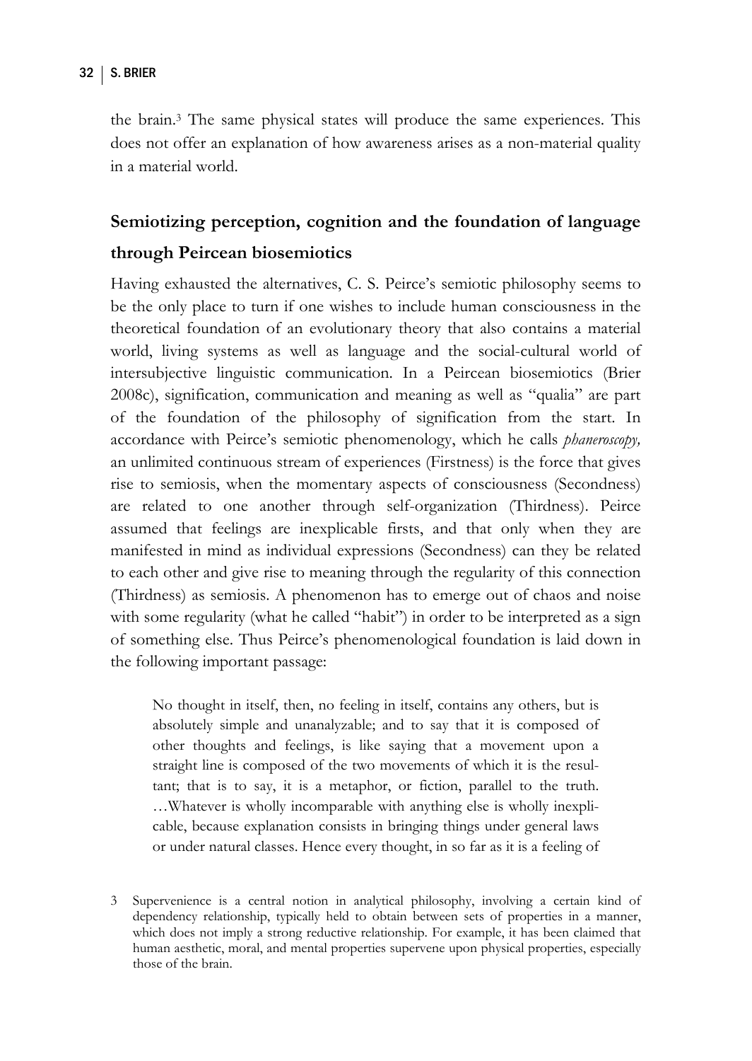the brain.[3] The same physical states will produce the same experiences. This does not offer an explanation of how awareness arises as a non-material quality in a material world.

## Semiotizing perception, cognition and the foundation of language through Peircean biosemiotics

Having exhausted the alternatives, C. S. Peirce's semiotic philosophy seems to be the only place to turn if one wishes to include human consciousness in the theoretical foundation of an evolutionary theory that also contains a material world, living systems as well as language and the social-cultural world of intersubjective linguistic communication. In a Peircean biosemiotics (Brier 2008c), signification, communication and meaning as well as "qualia" are part of the foundation of the philosophy of signification from the start. In accordance with Peirce's semiotic phenomenology, which he calls *phaneroscopy,* an unlimited continuous stream of experiences (Firstness) is the force that gives rise to semiosis, when the momentary aspects of consciousness (Secondness) are related to one another through self-organization (Thirdness). Peirce assumed that feelings are inexplicable firsts, and that only when they are manifested in mind as individual expressions (Secondness) can they be related to each other and give rise to meaning through the regularity of this connection (Thirdness) as semiosis. A phenomenon has to emerge out of chaos and noise with some regularity (what he called "habit") in order to be interpreted as a sign of something else. Thus Peirce's phenomenological foundation is laid down in the following important passage:

> No thought in itself, then, no feeling in itself, contains any others, but is absolutely simple and unanalyzable; and to say that it is composed of other thoughts and feelings, is like saying that a movement upon a straight line is composed of the two movements of which it is the resultant; that is to say, it is a metaphor, or fiction, parallel to the truth. …Whatever is wholly incomparable with anything else is wholly inexplicable, because explanation consists in bringing things under general laws or under natural classes. Hence every thought, in so far as it is a feeling of

3 Supervenience is a central notion in analytical philosophy, involving a certain kind of dependency relationship, typically held to obtain between sets of properties in a manner, which does not imply a strong reductive relationship. For example, it has been claimed that human aesthetic, moral, and mental properties supervene upon physical properties, especially those of the brain.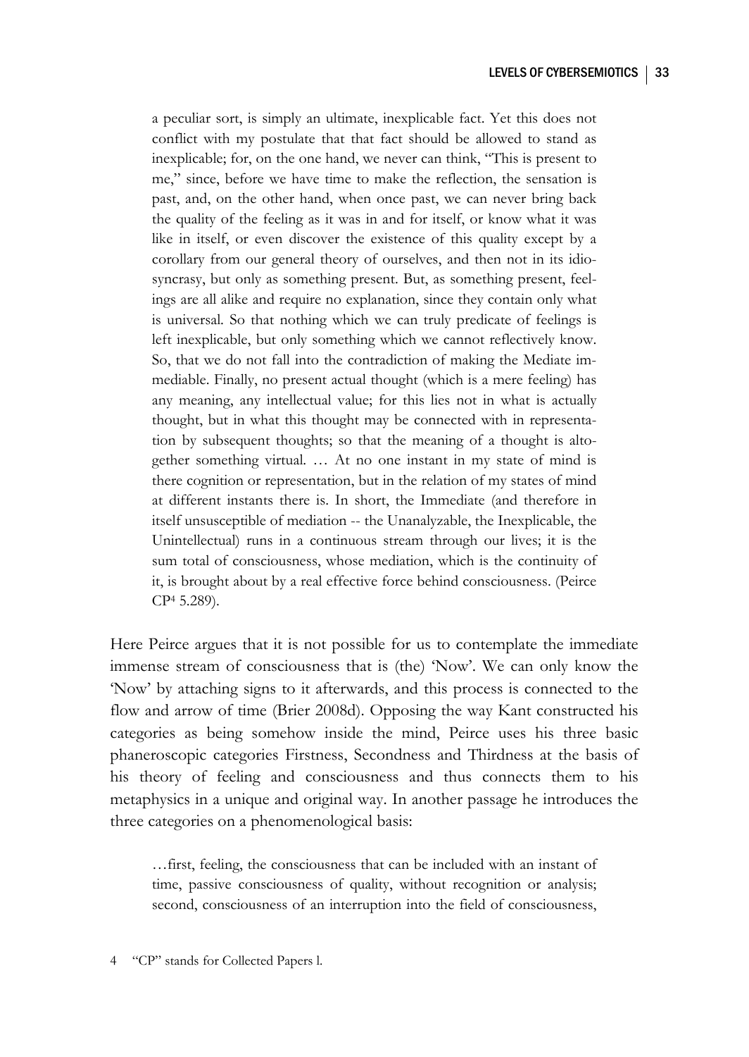> a peculiar sort, is simply an ultimate, inexplicable fact. Yet this does not conflict with my postulate that that fact should be allowed to stand as inexplicable; for, on the one hand, we never can think, "This is present to me," since, before we have time to make the reflection, the sensation is past, and, on the other hand, when once past, we can never bring back the quality of the feeling as it was in and for itself, or know what it was like in itself, or even discover the existence of this quality except by a corollary from our general theory of ourselves, and then not in its idiosyncrasy, but only as something present. But, as something present, feelings are all alike and require no explanation, since they contain only what is universal. So that nothing which we can truly predicate of feelings is left inexplicable, but only something which we cannot reflectively know. So, that we do not fall into the contradiction of making the Mediate immediable. Finally, no present actual thought (which is a mere feeling) has any meaning, any intellectual value; for this lies not in what is actually thought, but in what this thought may be connected with in representation by subsequent thoughts; so that the meaning of a thought is altogether something virtual. … At no one instant in my state of mind is there cognition or representation, but in the relation of my states of mind at different instants there is. In short, the Immediate (and therefore in itself unsusceptible of mediation -- the Unanalyzable, the Inexplicable, the Unintellectual) runs in a continuous stream through our lives; it is the sum total of consciousness, whose mediation, which is the continuity of it, is brought about by a real effective force behind consciousness. (Peirce CP[4] 5.289).

Here Peirce argues that it is not possible for us to contemplate the immediate immense stream of consciousness that is (the) 'Now'. We can only know the 'Now' by attaching signs to it afterwards, and this process is connected to the flow and arrow of time (Brier 2008d). Opposing the way Kant constructed his categories as being somehow inside the mind, Peirce uses his three basic phaneroscopic categories Firstness, Secondness and Thirdness at the basis of his theory of feeling and consciousness and thus connects them to his metaphysics in a unique and original way. In another passage he introduces the three categories on a phenomenological basis:

> …first, feeling, the consciousness that can be included with an instant of time, passive consciousness of quality, without recognition or analysis; second, consciousness of an interruption into the field of consciousness,

4 "CP" stands for Collected Papers l.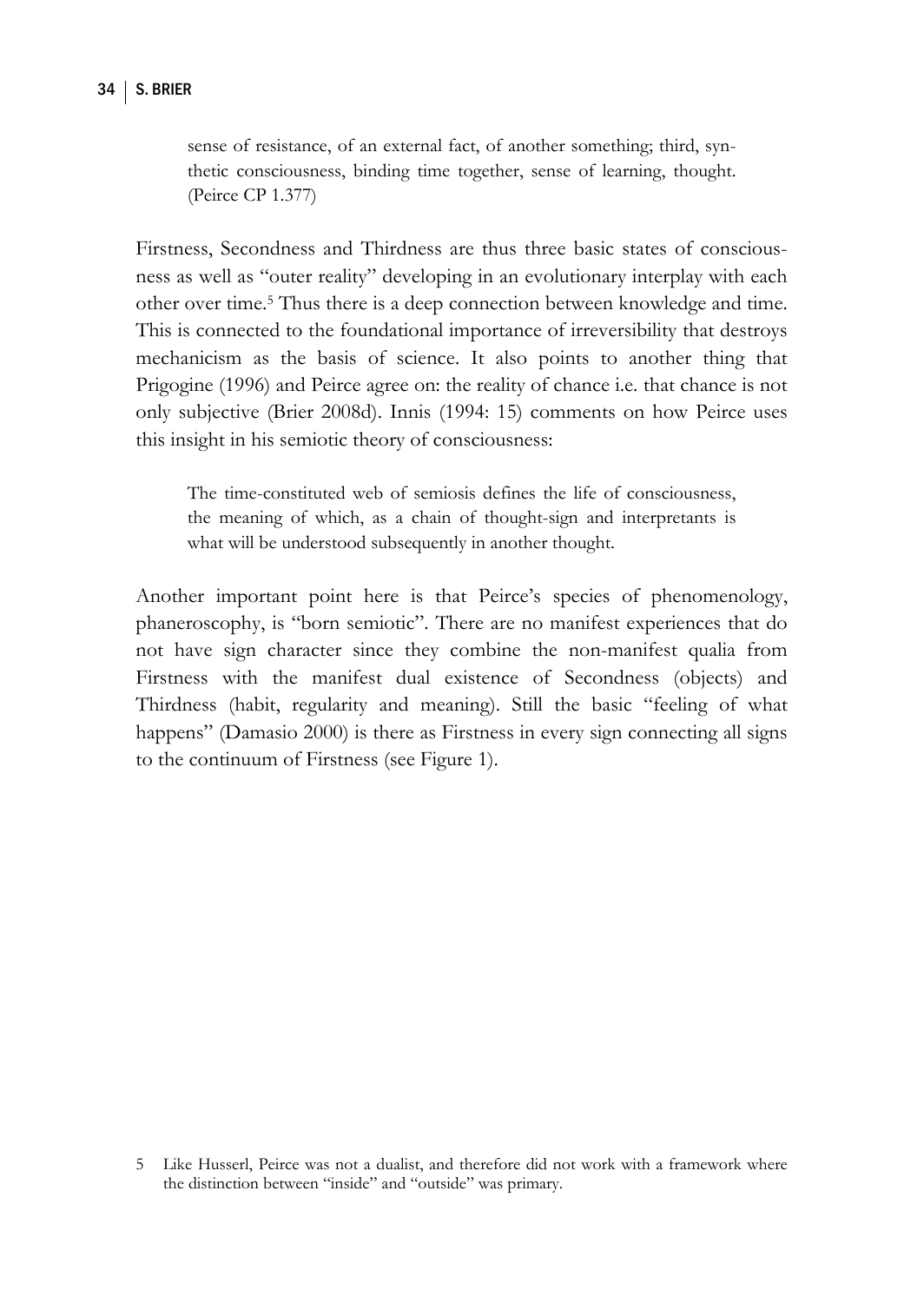> sense of resistance, of an external fact, of another something; third, synthetic consciousness, binding time together, sense of learning, thought. (Peirce CP 1.377)

Firstness, Secondness and Thirdness are thus three basic states of consciousness as well as "outer reality" developing in an evolutionary interplay with each other over time.[5] Thus there is a deep connection between knowledge and time. This is connected to the foundational importance of irreversibility that destroys mechanicism as the basis of science. It also points to another thing that Prigogine (1996) and Peirce agree on: the reality of chance i.e. that chance is not only subjective (Brier 2008d). Innis (1994: 15) comments on how Peirce uses this insight in his semiotic theory of consciousness:

> The time-constituted web of semiosis defines the life of consciousness, the meaning of which, as a chain of thought-sign and interpretants is what will be understood subsequently in another thought.

Another important point here is that Peirce's species of phenomenology, phaneroscophy, is "born semiotic". There are no manifest experiences that do not have sign character since they combine the non-manifest qualia from Firstness with the manifest dual existence of Secondness (objects) and Thirdness (habit, regularity and meaning). Still the basic "feeling of what happens" (Damasio 2000) is there as Firstness in every sign connecting all signs to the continuum of Firstness (see Figure 1).

5 Like Husserl, Peirce was not a dualist, and therefore did not work with a framework where the distinction between "inside" and "outside" was primary.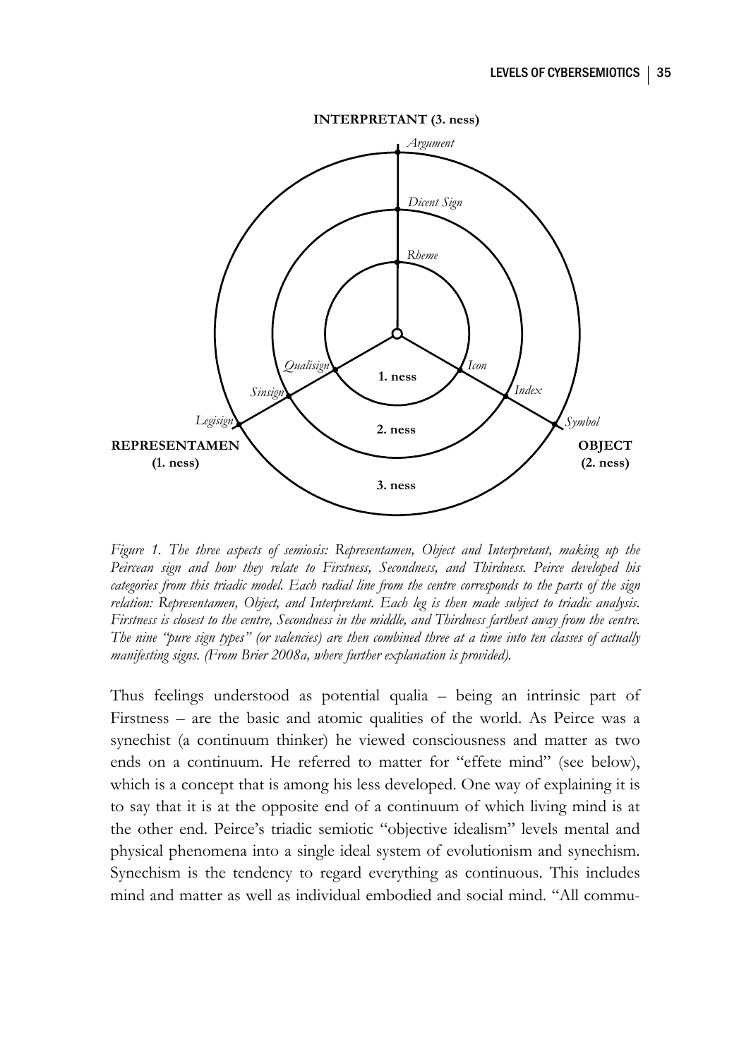*Figure 1. The three aspects of semiosis: Representamen, Object and Interpretant, making up the Peircean sign and how they relate to Firstness, Secondness, and Thirdness. Peirce developed his categories from this triadic model. Each radial line from the centre corresponds to the parts of the sign relation: Representamen, Object, and Interpretant. Each leg is then made subject to triadic analysis. Firstness is closest to the centre, Secondness in the middle, and Thirdness farthest away from the centre. The nine "pure sign types" (or valencies) are then combined three at a time into ten classes of actually manifesting signs. (From Brier 2008a, where further explanation is provided).*

Thus feelings understood as potential qualia – being an intrinsic part of Firstness – are the basic and atomic qualities of the world. As Peirce was a synechist (a continuum thinker) he viewed consciousness and matter as two ends on a continuum. He referred to matter for "effete mind" (see below), which is a concept that is among his less developed. One way of explaining it is to say that it is at the opposite end of a continuum of which living mind is at the other end. Peirce's triadic semiotic "objective idealism" levels mental and physical phenomena into a single ideal system of evolutionism and synechism. Synechism is the tendency to regard everything as continuous. This includes mind and matter as well as individual embodied and social mind. "All commu-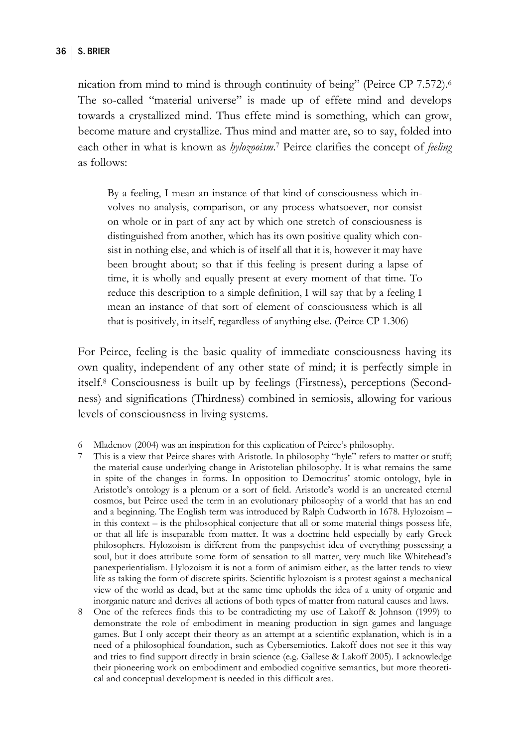nication from mind to mind is through continuity of being" (Peirce CP 7.572).[6] The so-called "material universe" is made up of effete mind and develops towards a crystallized mind. Thus effete mind is something, which can grow, become mature and crystallize. Thus mind and matter are, so to say, folded into each other in what is known as *hylozooism*.[7] Peirce clarifies the concept of *feeling* as follows:

> By a feeling, I mean an instance of that kind of consciousness which involves no analysis, comparison, or any process whatsoever, nor consist on whole or in part of any act by which one stretch of consciousness is distinguished from another, which has its own positive quality which consist in nothing else, and which is of itself all that it is, however it may have been brought about; so that if this feeling is present during a lapse of time, it is wholly and equally present at every moment of that time. To reduce this description to a simple definition, I will say that by a feeling I mean an instance of that sort of element of consciousness which is all that is positively, in itself, regardless of anything else. (Peirce CP 1.306)

For Peirce, feeling is the basic quality of immediate consciousness having its own quality, independent of any other state of mind; it is perfectly simple in itself.[8] Consciousness is built up by feelings (Firstness), perceptions (Secondness) and significations (Thirdness) combined in semiosis, allowing for various levels of consciousness in living systems.

6 Mladenov (2004) was an inspiration for this explication of Peirce's philosophy.

7 This is a view that Peirce shares with Aristotle. In philosophy "hyle" refers to matter or stuff; the material cause underlying change in Aristotelian philosophy. It is what remains the same in spite of the changes in forms. In opposition to Democritus' atomic ontology, hyle in Aristotle's ontology is a plenum or a sort of field. Aristotle's world is an uncreated eternal cosmos, but Peirce used the term in an evolutionary philosophy of a world that has an end and a beginning. The English term was introduced by Ralph Cudworth in 1678. Hylozoism – in this context – is the philosophical conjecture that all or some material things possess life, or that all life is inseparable from matter. It was a doctrine held especially by early Greek philosophers. Hylozoism is different from the panpsychist idea of everything possessing a soul, but it does attribute some form of sensation to all matter, very much like Whitehead's panexperientialism. Hylozoism it is not a form of animism either, as the latter tends to view life as taking the form of discrete spirits. Scientific hylozoism is a protest against a mechanical view of the world as dead, but at the same time upholds the idea of a unity of organic and inorganic nature and derives all actions of both types of matter from natural causes and laws.

8 One of the referees finds this to be contradicting my use of Lakoff & Johnson (1999) to demonstrate the role of embodiment in meaning production in sign games and language games. But I only accept their theory as an attempt at a scientific explanation, which is in a need of a philosophical foundation, such as Cybersemiotics. Lakoff does not see it this way and tries to find support directly in brain science (e.g. Gallese & Lakoff 2005). I acknowledge their pioneering work on embodiment and embodied cognitive semantics, but more theoretical and conceptual development is needed in this difficult area.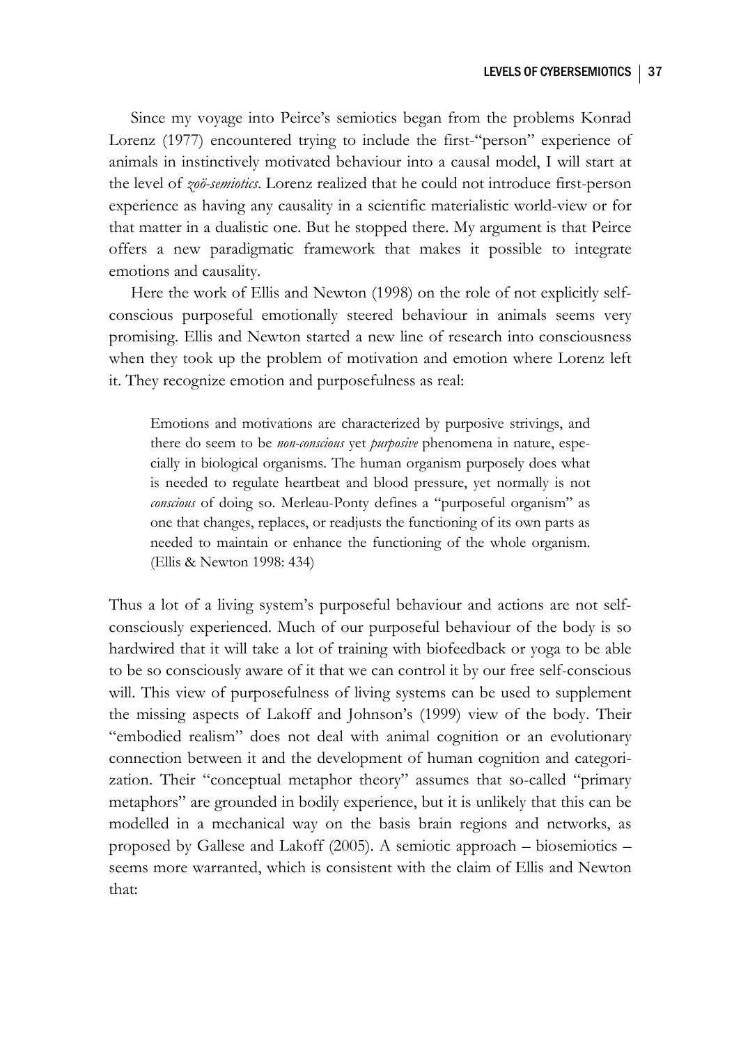Since my voyage into Peirce's semiotics began from the problems Konrad Lorenz (1977) encountered trying to include the first-"person" experience of animals in instinctively motivated behaviour into a causal model, I will start at the level of *zoö-semiotics*. Lorenz realized that he could not introduce first-person experience as having any causality in a scientific materialistic world-view or for that matter in a dualistic one. But he stopped there. My argument is that Peirce offers a new paradigmatic framework that makes it possible to integrate emotions and causality.

Here the work of Ellis and Newton (1998) on the role of not explicitly self-conscious purposeful emotionally steered behaviour in animals seems very promising. Ellis and Newton started a new line of research into consciousness when they took up the problem of motivation and emotion where Lorenz left it. They recognize emotion and purposefulness as real:

> Emotions and motivations are characterized by purposive strivings, and there do seem to be *non-conscious* yet *purposive* phenomena in nature, especially in biological organisms. The human organism purposely does what is needed to regulate heartbeat and blood pressure, yet normally is not *conscious* of doing so. Merleau-Ponty defines a "purposeful organism" as one that changes, replaces, or readjusts the functioning of its own parts as needed to maintain or enhance the functioning of the whole organism. (Ellis & Newton 1998: 434)

Thus a lot of a living system's purposeful behaviour and actions are not self-consciously experienced. Much of our purposeful behaviour of the body is so hardwired that it will take a lot of training with biofeedback or yoga to be able to be so consciously aware of it that we can control it by our free self-conscious will. This view of purposefulness of living systems can be used to supplement the missing aspects of Lakoff and Johnson's (1999) view of the body. Their "embodied realism" does not deal with animal cognition or an evolutionary connection between it and the development of human cognition and categorization. Their "conceptual metaphor theory" assumes that so-called "primary metaphors" are grounded in bodily experience, but it is unlikely that this can be modelled in a mechanical way on the basis brain regions and networks, as proposed by Gallese and Lakoff (2005). A semiotic approach – biosemiotics – seems more warranted, which is consistent with the claim of Ellis and Newton that: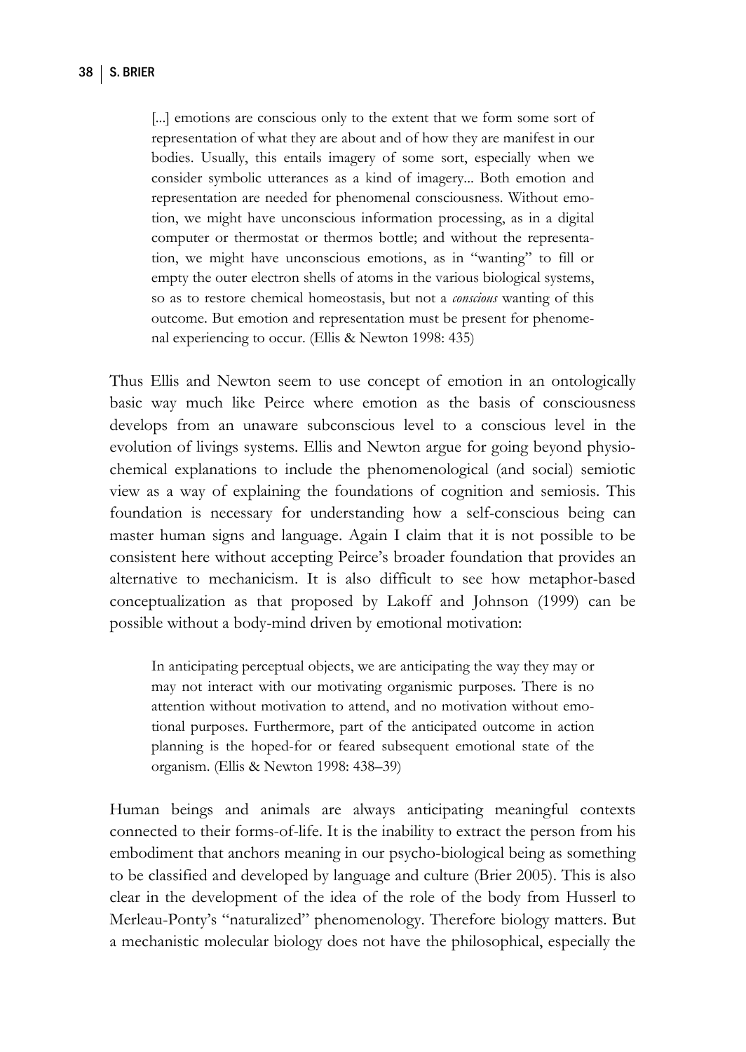> [...] emotions are conscious only to the extent that we form some sort of representation of what they are about and of how they are manifest in our bodies. Usually, this entails imagery of some sort, especially when we consider symbolic utterances as a kind of imagery... Both emotion and representation are needed for phenomenal consciousness. Without emotion, we might have unconscious information processing, as in a digital computer or thermostat or thermos bottle; and without the representation, we might have unconscious emotions, as in "wanting" to fill or empty the outer electron shells of atoms in the various biological systems, so as to restore chemical homeostasis, but not a *conscious* wanting of this outcome. But emotion and representation must be present for phenomenal experiencing to occur. (Ellis & Newton 1998: 435)

Thus Ellis and Newton seem to use concept of emotion in an ontologically basic way much like Peirce where emotion as the basis of consciousness develops from an unaware subconscious level to a conscious level in the evolution of livings systems. Ellis and Newton argue for going beyond physio-chemical explanations to include the phenomenological (and social) semiotic view as a way of explaining the foundations of cognition and semiosis. This foundation is necessary for understanding how a self-conscious being can master human signs and language. Again I claim that it is not possible to be consistent here without accepting Peirce's broader foundation that provides an alternative to mechanicism. It is also difficult to see how metaphor-based conceptualization as that proposed by Lakoff and Johnson (1999) can be possible without a body-mind driven by emotional motivation:

> In anticipating perceptual objects, we are anticipating the way they may or may not interact with our motivating organismic purposes. There is no attention without motivation to attend, and no motivation without emotional purposes. Furthermore, part of the anticipated outcome in action planning is the hoped-for or feared subsequent emotional state of the organism. (Ellis & Newton 1998: 438–39)

Human beings and animals are always anticipating meaningful contexts connected to their forms-of-life. It is the inability to extract the person from his embodiment that anchors meaning in our psycho-biological being as something to be classified and developed by language and culture (Brier 2005). This is also clear in the development of the idea of the role of the body from Husserl to Merleau-Ponty's "naturalized" phenomenology. Therefore biology matters. But a mechanistic molecular biology does not have the philosophical, especially the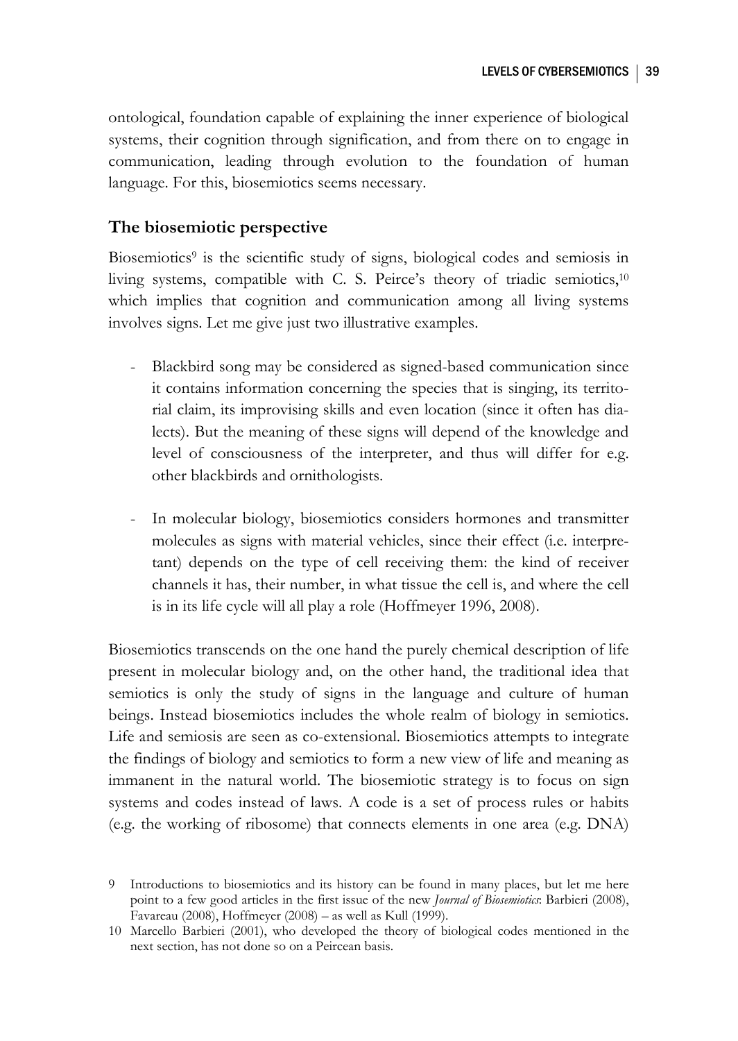ontological, foundation capable of explaining the inner experience of biological systems, their cognition through signification, and from there on to engage in communication, leading through evolution to the foundation of human language. For this, biosemiotics seems necessary.

## The biosemiotic perspective

Biosemiotics[9] is the scientific study of signs, biological codes and semiosis in living systems, compatible with C. S. Peirce's theory of triadic semiotics,[10] which implies that cognition and communication among all living systems involves signs. Let me give just two illustrative examples.

- Blackbird song may be considered as signed-based communication since it contains information concerning the species that is singing, its territorial claim, its improvising skills and even location (since it often has dialects). But the meaning of these signs will depend of the knowledge and level of consciousness of the interpreter, and thus will differ for e.g. other blackbirds and ornithologists.

- In molecular biology, biosemiotics considers hormones and transmitter molecules as signs with material vehicles, since their effect (i.e. interpretant) depends on the type of cell receiving them: the kind of receiver channels it has, their number, in what tissue the cell is, and where the cell is in its life cycle will all play a role (Hoffmeyer 1996, 2008).

Biosemiotics transcends on the one hand the purely chemical description of life present in molecular biology and, on the other hand, the traditional idea that semiotics is only the study of signs in the language and culture of human beings. Instead biosemiotics includes the whole realm of biology in semiotics. Life and semiosis are seen as co-extensional. Biosemiotics attempts to integrate the findings of biology and semiotics to form a new view of life and meaning as immanent in the natural world. The biosemiotic strategy is to focus on sign systems and codes instead of laws. A code is a set of process rules or habits (e.g. the working of ribosome) that connects elements in one area (e.g. DNA)

9 Introductions to biosemiotics and its history can be found in many places, but let me here point to a few good articles in the first issue of the new *Journal of Biosemiotics*: Barbieri (2008), Favareau (2008), Hoffmeyer (2008) – as well as Kull (1999).

10 Marcello Barbieri (2001), who developed the theory of biological codes mentioned in the next section, has not done so on a Peircean basis.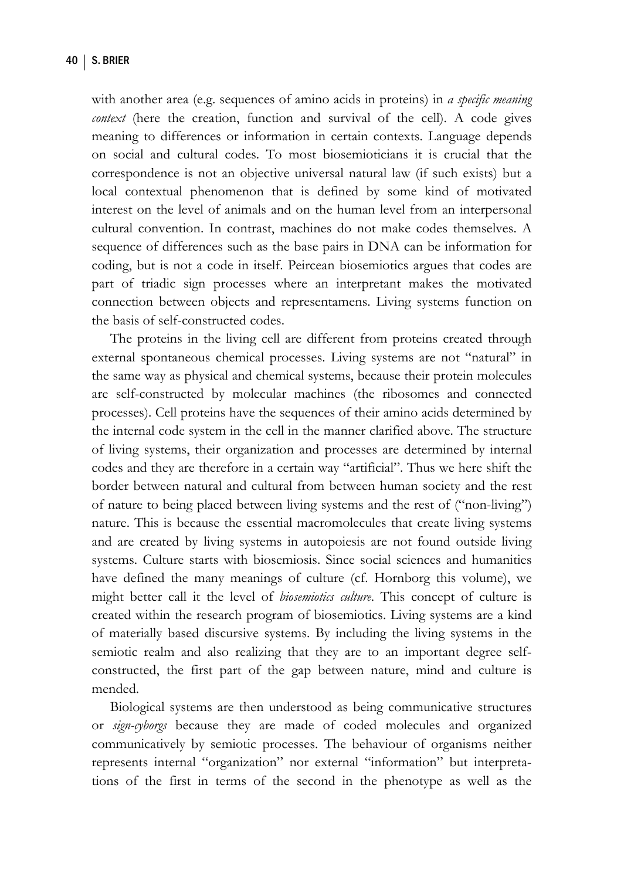with another area (e.g. sequences of amino acids in proteins) in *a specific meaning context* (here the creation, function and survival of the cell). A code gives meaning to differences or information in certain contexts. Language depends on social and cultural codes. To most biosemioticians it is crucial that the correspondence is not an objective universal natural law (if such exists) but a local contextual phenomenon that is defined by some kind of motivated interest on the level of animals and on the human level from an interpersonal cultural convention. In contrast, machines do not make codes themselves. A sequence of differences such as the base pairs in DNA can be information for coding, but is not a code in itself. Peircean biosemiotics argues that codes are part of triadic sign processes where an interpretant makes the motivated connection between objects and representamens. Living systems function on the basis of self-constructed codes.

The proteins in the living cell are different from proteins created through external spontaneous chemical processes. Living systems are not "natural" in the same way as physical and chemical systems, because their protein molecules are self-constructed by molecular machines (the ribosomes and connected processes). Cell proteins have the sequences of their amino acids determined by the internal code system in the cell in the manner clarified above. The structure of living systems, their organization and processes are determined by internal codes and they are therefore in a certain way "artificial". Thus we here shift the border between natural and cultural from between human society and the rest of nature to being placed between living systems and the rest of ("non-living") nature. This is because the essential macromolecules that create living systems and are created by living systems in autopoiesis are not found outside living systems. Culture starts with biosemiosis. Since social sciences and humanities have defined the many meanings of culture (cf. Hornborg this volume), we might better call it the level of *biosemiotics culture*. This concept of culture is created within the research program of biosemiotics. Living systems are a kind of materially based discursive systems. By including the living systems in the semiotic realm and also realizing that they are to an important degree self-constructed, the first part of the gap between nature, mind and culture is mended.

Biological systems are then understood as being communicative structures or *sign-cyborgs* because they are made of coded molecules and organized communicatively by semiotic processes. The behaviour of organisms neither represents internal "organization" nor external "information" but interpretations of the first in terms of the second in the phenotype as well as the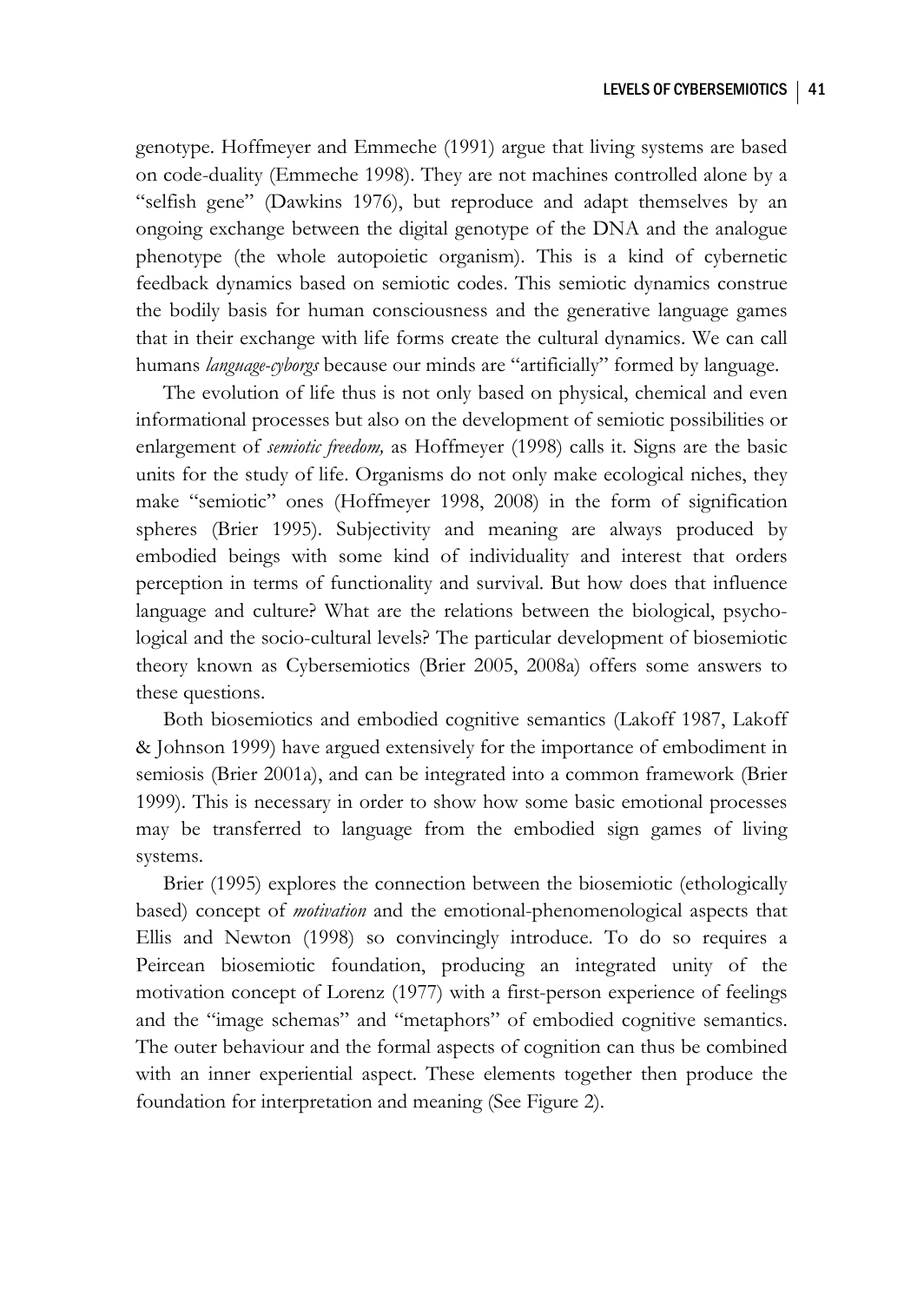genotype. Hoffmeyer and Emmeche (1991) argue that living systems are based on code-duality (Emmeche 1998). They are not machines controlled alone by a "selfish gene" (Dawkins 1976), but reproduce and adapt themselves by an ongoing exchange between the digital genotype of the DNA and the analogue phenotype (the whole autopoietic organism). This is a kind of cybernetic feedback dynamics based on semiotic codes. This semiotic dynamics construe the bodily basis for human consciousness and the generative language games that in their exchange with life forms create the cultural dynamics. We can call humans *language-cyborgs* because our minds are "artificially" formed by language.

The evolution of life thus is not only based on physical, chemical and even informational processes but also on the development of semiotic possibilities or enlargement of *semiotic freedom,* as Hoffmeyer (1998) calls it. Signs are the basic units for the study of life. Organisms do not only make ecological niches, they make "semiotic" ones (Hoffmeyer 1998, 2008) in the form of signification spheres (Brier 1995). Subjectivity and meaning are always produced by embodied beings with some kind of individuality and interest that orders perception in terms of functionality and survival. But how does that influence language and culture? What are the relations between the biological, psychological and the socio-cultural levels? The particular development of biosemiotic theory known as Cybersemiotics (Brier 2005, 2008a) offers some answers to these questions.

Both biosemiotics and embodied cognitive semantics (Lakoff 1987, Lakoff & Johnson 1999) have argued extensively for the importance of embodiment in semiosis (Brier 2001a), and can be integrated into a common framework (Brier 1999). This is necessary in order to show how some basic emotional processes may be transferred to language from the embodied sign games of living systems.

Brier (1995) explores the connection between the biosemiotic (ethologically based) concept of *motivation* and the emotional-phenomenological aspects that Ellis and Newton (1998) so convincingly introduce. To do so requires a Peircean biosemiotic foundation, producing an integrated unity of the motivation concept of Lorenz (1977) with a first-person experience of feelings and the "image schemas" and "metaphors" of embodied cognitive semantics. The outer behaviour and the formal aspects of cognition can thus be combined with an inner experiential aspect. These elements together then produce the foundation for interpretation and meaning (See Figure 2).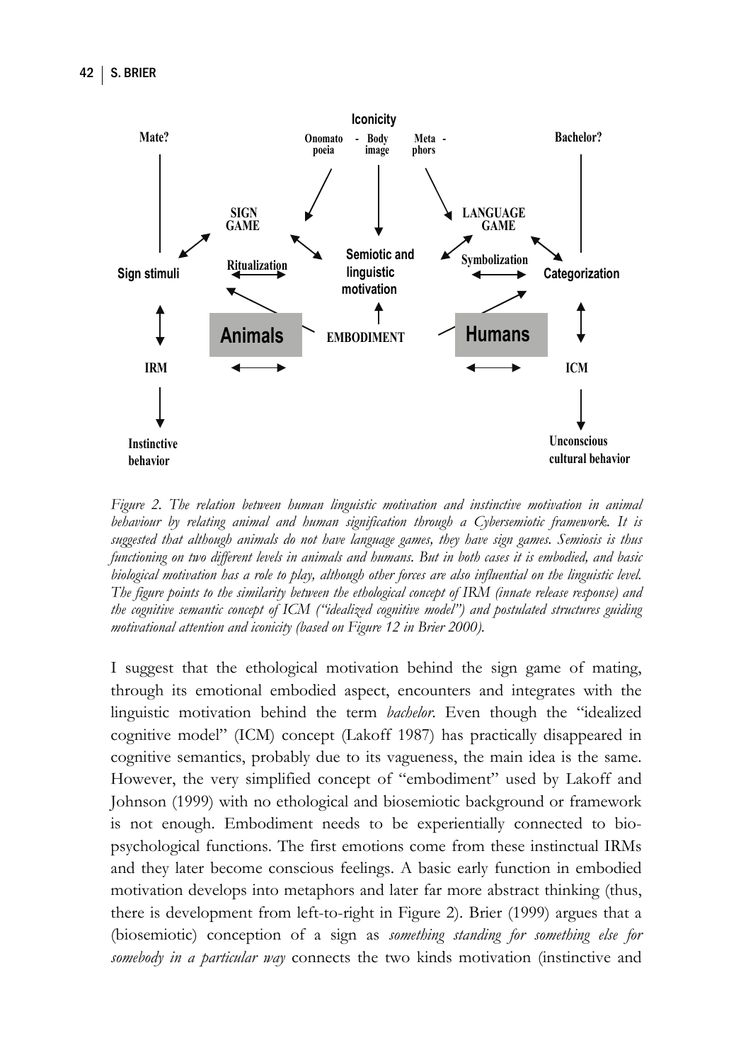Iconicity

Mate? | Onomato-poeia - Body image | Meta-phors | Bachelor?

SIGN GAME | LANGUAGE GAME

Sign stimuli | Ritualization | Semiotic and linguistic motivation | Symbolization | Categorization

Animals | EMBODIMENT | Humans

IRM | ICM

Instinctive behavior | Unconscious cultural behavior

*Figure 2. The relation between human linguistic motivation and instinctive motivation in animal behaviour by relating animal and human signification through a Cybersemiotic framework. It is suggested that although animals do not have language games, they have sign games. Semiosis is thus functioning on two different levels in animals and humans. But in both cases it is embodied, and basic biological motivation has a role to play, although other forces are also influential on the linguistic level. The figure points to the similarity between the ethological concept of IRM (innate release response) and the cognitive semantic concept of ICM ("idealized cognitive model") and postulated structures guiding motivational attention and iconicity (based on Figure 12 in Brier 2000).*

I suggest that the ethological motivation behind the sign game of mating, through its emotional embodied aspect, encounters and integrates with the linguistic motivation behind the term *bachelor*. Even though the "idealized cognitive model" (ICM) concept (Lakoff 1987) has practically disappeared in cognitive semantics, probably due to its vagueness, the main idea is the same. However, the very simplified concept of "embodiment" used by Lakoff and Johnson (1999) with no ethological and biosemiotic background or framework is not enough. Embodiment needs to be experientially connected to bio-psychological functions. The first emotions come from these instinctual IRMs and they later become conscious feelings. A basic early function in embodied motivation develops into metaphors and later far more abstract thinking (thus, there is development from left-to-right in Figure 2). Brier (1999) argues that a (biosemiotic) conception of a sign as *something standing for something else for somebody in a particular way* connects the two kinds motivation (instinctive and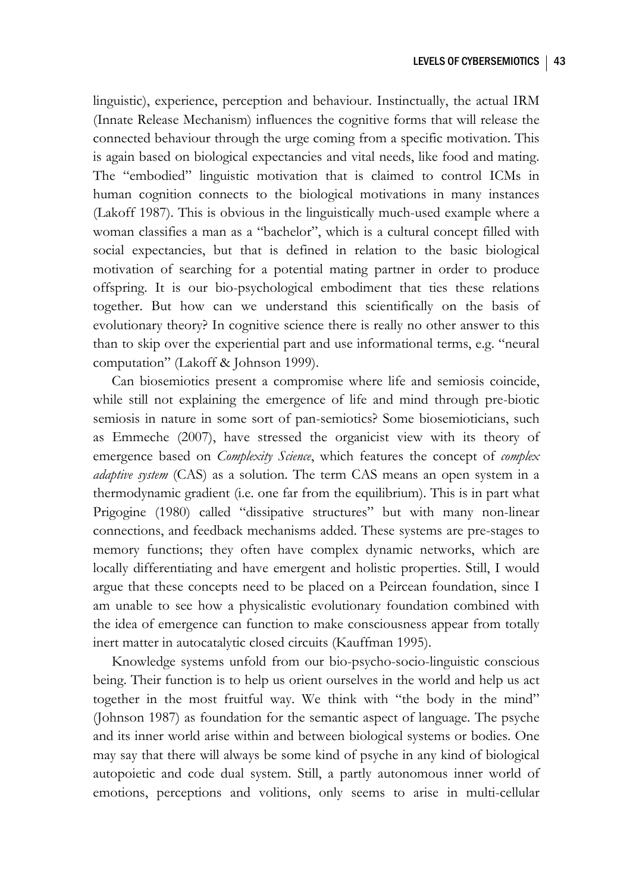linguistic), experience, perception and behaviour. Instinctually, the actual IRM (Innate Release Mechanism) influences the cognitive forms that will release the connected behaviour through the urge coming from a specific motivation. This is again based on biological expectancies and vital needs, like food and mating. The "embodied" linguistic motivation that is claimed to control ICMs in human cognition connects to the biological motivations in many instances (Lakoff 1987). This is obvious in the linguistically much-used example where a woman classifies a man as a "bachelor", which is a cultural concept filled with social expectancies, but that is defined in relation to the basic biological motivation of searching for a potential mating partner in order to produce offspring. It is our bio-psychological embodiment that ties these relations together. But how can we understand this scientifically on the basis of evolutionary theory? In cognitive science there is really no other answer to this than to skip over the experiential part and use informational terms, e.g. "neural computation" (Lakoff & Johnson 1999).

Can biosemiotics present a compromise where life and semiosis coincide, while still not explaining the emergence of life and mind through pre-biotic semiosis in nature in some sort of pan-semiotics? Some biosemioticians, such as Emmeche (2007), have stressed the organicist view with its theory of emergence based on *Complexity Science*, which features the concept of *complex adaptive system* (CAS) as a solution. The term CAS means an open system in a thermodynamic gradient (i.e. one far from the equilibrium). This is in part what Prigogine (1980) called "dissipative structures" but with many non-linear connections, and feedback mechanisms added. These systems are pre-stages to memory functions; they often have complex dynamic networks, which are locally differentiating and have emergent and holistic properties. Still, I would argue that these concepts need to be placed on a Peircean foundation, since I am unable to see how a physicalistic evolutionary foundation combined with the idea of emergence can function to make consciousness appear from totally inert matter in autocatalytic closed circuits (Kauffman 1995).

Knowledge systems unfold from our bio-psycho-socio-linguistic conscious being. Their function is to help us orient ourselves in the world and help us act together in the most fruitful way. We think with "the body in the mind" (Johnson 1987) as foundation for the semantic aspect of language. The psyche and its inner world arise within and between biological systems or bodies. One may say that there will always be some kind of psyche in any kind of biological autopoietic and code dual system. Still, a partly autonomous inner world of emotions, perceptions and volitions, only seems to arise in multi-cellular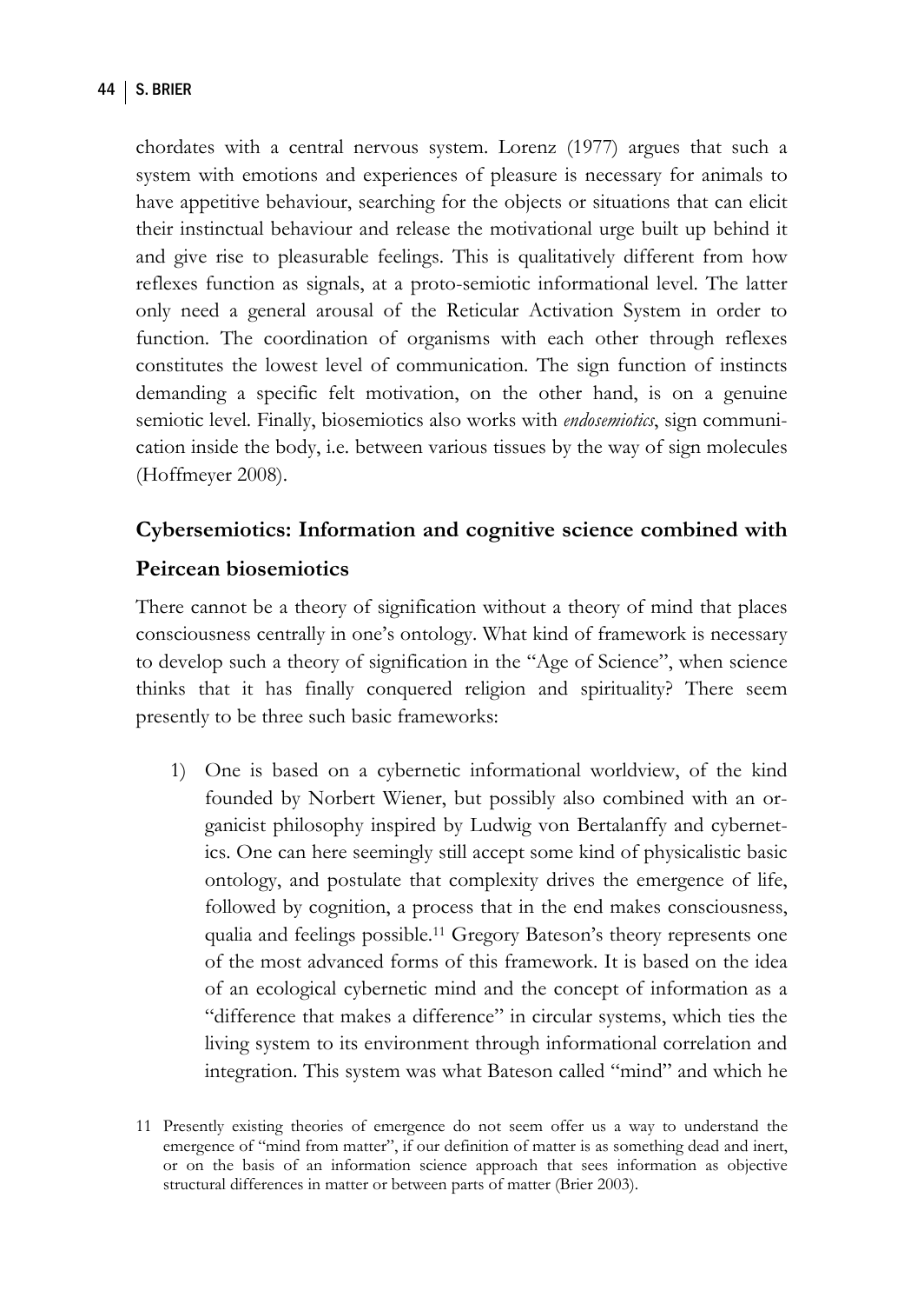chordates with a central nervous system. Lorenz (1977) argues that such a system with emotions and experiences of pleasure is necessary for animals to have appetitive behaviour, searching for the objects or situations that can elicit their instinctual behaviour and release the motivational urge built up behind it and give rise to pleasurable feelings. This is qualitatively different from how reflexes function as signals, at a proto-semiotic informational level. The latter only need a general arousal of the Reticular Activation System in order to function. The coordination of organisms with each other through reflexes constitutes the lowest level of communication. The sign function of instincts demanding a specific felt motivation, on the other hand, is on a genuine semiotic level. Finally, biosemiotics also works with *endosemiotics*, sign communication inside the body, i.e. between various tissues by the way of sign molecules (Hoffmeyer 2008).

## Cybersemiotics: Information and cognitive science combined with Peircean biosemiotics

There cannot be a theory of signification without a theory of mind that places consciousness centrally in one's ontology. What kind of framework is necessary to develop such a theory of signification in the "Age of Science", when science thinks that it has finally conquered religion and spirituality? There seem presently to be three such basic frameworks:

1) One is based on a cybernetic informational worldview, of the kind founded by Norbert Wiener, but possibly also combined with an organicist philosophy inspired by Ludwig von Bertalanffy and cybernetics. One can here seemingly still accept some kind of physicalistic basic ontology, and postulate that complexity drives the emergence of life, followed by cognition, a process that in the end makes consciousness, qualia and feelings possible.[11] Gregory Bateson's theory represents one of the most advanced forms of this framework. It is based on the idea of an ecological cybernetic mind and the concept of information as a "difference that makes a difference" in circular systems, which ties the living system to its environment through informational correlation and integration. This system was what Bateson called "mind" and which he

11 Presently existing theories of emergence do not seem offer us a way to understand the emergence of "mind from matter", if our definition of matter is as something dead and inert, or on the basis of an information science approach that sees information as objective structural differences in matter or between parts of matter (Brier 2003).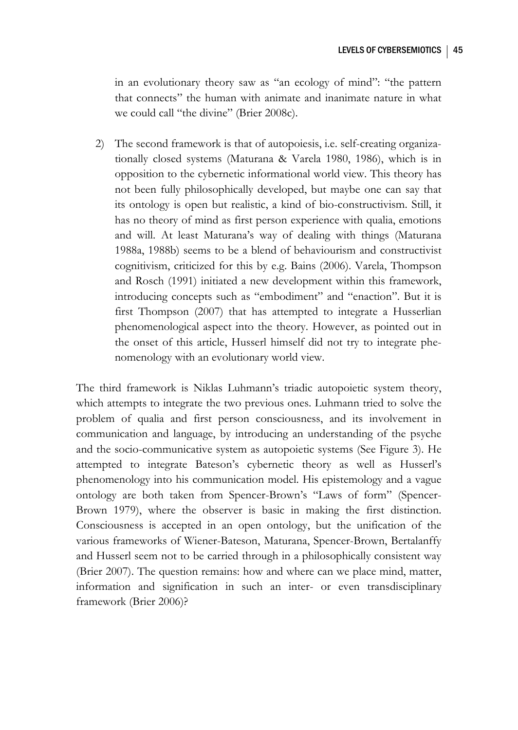in an evolutionary theory saw as "an ecology of mind": "the pattern that connects" the human with animate and inanimate nature in what we could call "the divine" (Brier 2008c).

2) The second framework is that of autopoiesis, i.e. self-creating organizationally closed systems (Maturana & Varela 1980, 1986), which is in opposition to the cybernetic informational world view. This theory has not been fully philosophically developed, but maybe one can say that its ontology is open but realistic, a kind of bio-constructivism. Still, it has no theory of mind as first person experience with qualia, emotions and will. At least Maturana's way of dealing with things (Maturana 1988a, 1988b) seems to be a blend of behaviourism and constructivist cognitivism, criticized for this by e.g. Bains (2006). Varela, Thompson and Rosch (1991) initiated a new development within this framework, introducing concepts such as "embodiment" and "enaction". But it is first Thompson (2007) that has attempted to integrate a Husserlian phenomenological aspect into the theory. However, as pointed out in the onset of this article, Husserl himself did not try to integrate phenomenology with an evolutionary world view.

The third framework is Niklas Luhmann's triadic autopoietic system theory, which attempts to integrate the two previous ones. Luhmann tried to solve the problem of qualia and first person consciousness, and its involvement in communication and language, by introducing an understanding of the psyche and the socio-communicative system as autopoietic systems (See Figure 3). He attempted to integrate Bateson's cybernetic theory as well as Husserl's phenomenology into his communication model. His epistemology and a vague ontology are both taken from Spencer-Brown's "Laws of form" (Spencer-Brown 1979), where the observer is basic in making the first distinction. Consciousness is accepted in an open ontology, but the unification of the various frameworks of Wiener-Bateson, Maturana, Spencer-Brown, Bertalanffy and Husserl seem not to be carried through in a philosophically consistent way (Brier 2007). The question remains: how and where can we place mind, matter, information and signification in such an inter- or even transdisciplinary framework (Brier 2006)?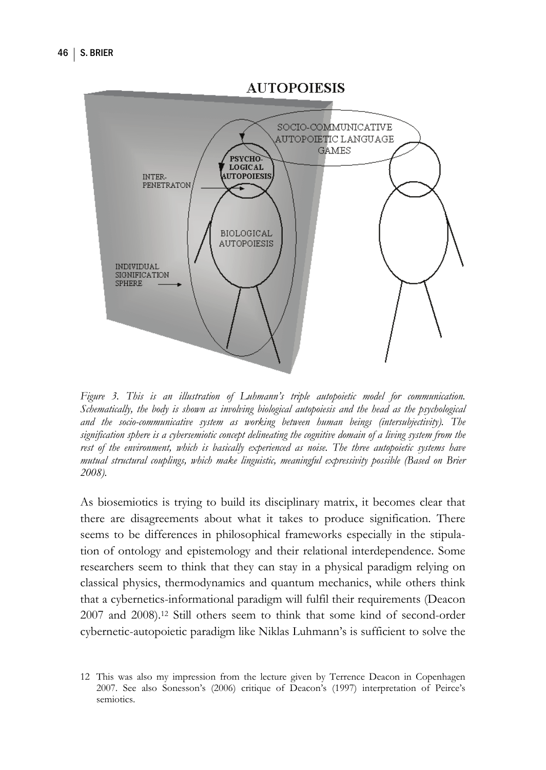*Figure 3. This is an illustration of Luhmann's triple autopoietic model for communication. Schematically, the body is shown as involving biological autopoiesis and the head as the psychological and the socio-communicative system as working between human beings (intersubjectivity). The signification sphere is a cybersemiotic concept delineating the cognitive domain of a living system from the rest of the environment, which is basically experienced as noise. The three autopoietic systems have mutual structural couplings, which make linguistic, meaningful expressivity possible (Based on Brier 2008).*

As biosemiotics is trying to build its disciplinary matrix, it becomes clear that there are disagreements about what it takes to produce signification. There seems to be differences in philosophical frameworks especially in the stipulation of ontology and epistemology and their relational interdependence. Some researchers seem to think that they can stay in a physical paradigm relying on classical physics, thermodynamics and quantum mechanics, while others think that a cybernetics-informational paradigm will fulfil their requirements (Deacon 2007 and 2008).[12] Still others seem to think that some kind of second-order cybernetic-autopoietic paradigm like Niklas Luhmann's is sufficient to solve the

12 This was also my impression from the lecture given by Terrence Deacon in Copenhagen 2007. See also Sonesson's (2006) critique of Deacon's (1997) interpretation of Peirce's semiotics.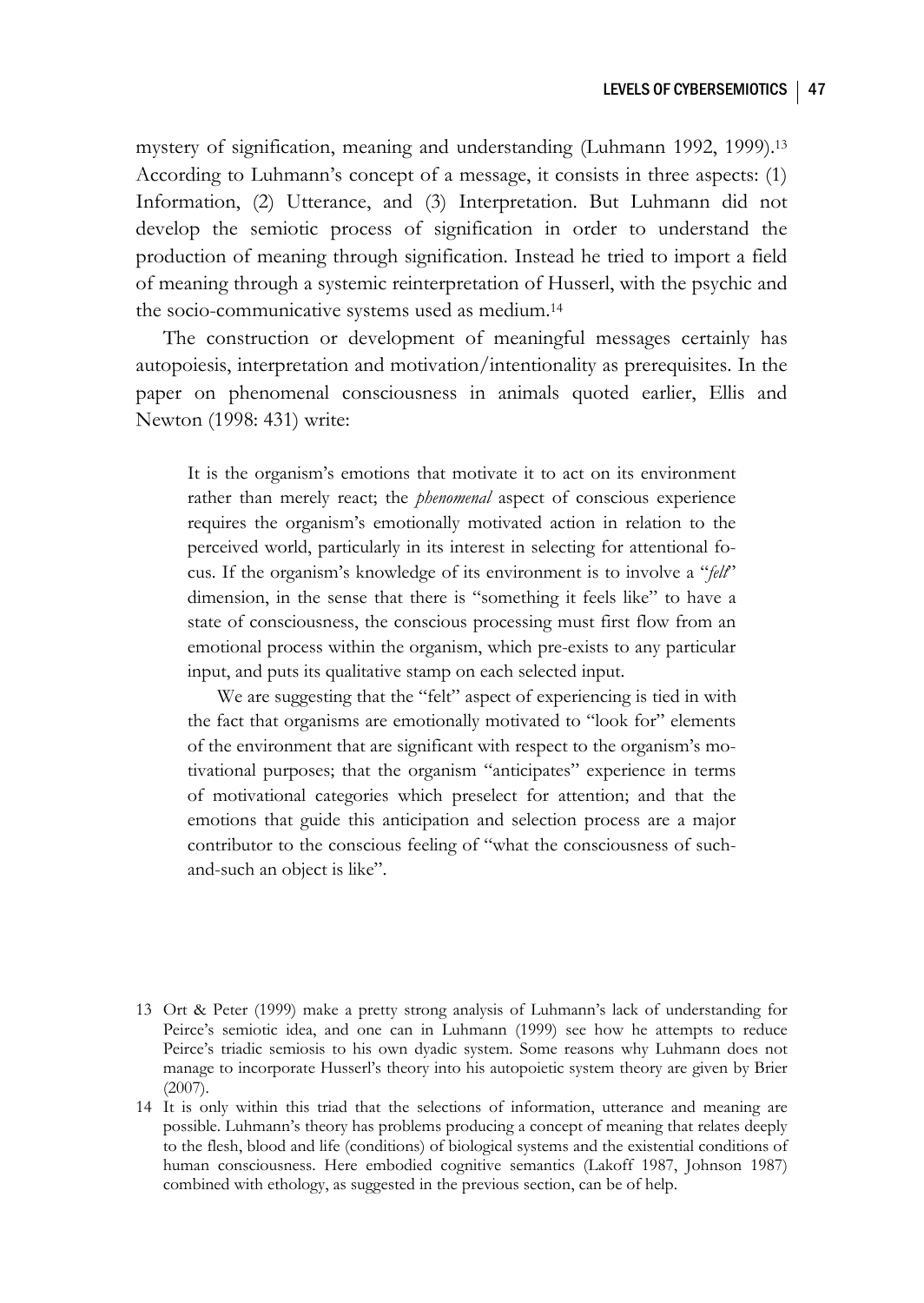mystery of signification, meaning and understanding (Luhmann 1992, 1999).[13] According to Luhmann's concept of a message, it consists in three aspects: (1) Information, (2) Utterance, and (3) Interpretation. But Luhmann did not develop the semiotic process of signification in order to understand the production of meaning through signification. Instead he tried to import a field of meaning through a systemic reinterpretation of Husserl, with the psychic and the socio-communicative systems used as medium.[14]

The construction or development of meaningful messages certainly has autopoiesis, interpretation and motivation/intentionality as prerequisites. In the paper on phenomenal consciousness in animals quoted earlier, Ellis and Newton (1998: 431) write:

> It is the organism's emotions that motivate it to act on its environment rather than merely react; the *phenomenal* aspect of conscious experience requires the organism's emotionally motivated action in relation to the perceived world, particularly in its interest in selecting for attentional focus. If the organism's knowledge of its environment is to involve a "*felt*" dimension, in the sense that there is "something it feels like" to have a state of consciousness, the conscious processing must first flow from an emotional process within the organism, which pre-exists to any particular input, and puts its qualitative stamp on each selected input.
>
> We are suggesting that the "felt" aspect of experiencing is tied in with the fact that organisms are emotionally motivated to "look for" elements of the environment that are significant with respect to the organism's motivational purposes; that the organism "anticipates" experience in terms of motivational categories which preselect for attention; and that the emotions that guide this anticipation and selection process are a major contributor to the conscious feeling of "what the consciousness of such-and-such an object is like".

---

13 Ort & Peter (1999) make a pretty strong analysis of Luhmann's lack of understanding for Peirce's semiotic idea, and one can in Luhmann (1999) see how he attempts to reduce Peirce's triadic semiosis to his own dyadic system. Some reasons why Luhmann does not manage to incorporate Husserl's theory into his autopoietic system theory are given by Brier (2007).

14 It is only within this triad that the selections of information, utterance and meaning are possible. Luhmann's theory has problems producing a concept of meaning that relates deeply to the flesh, blood and life (conditions) of biological systems and the existential conditions of human consciousness. Here embodied cognitive semantics (Lakoff 1987, Johnson 1987) combined with ethology, as suggested in the previous section, can be of help.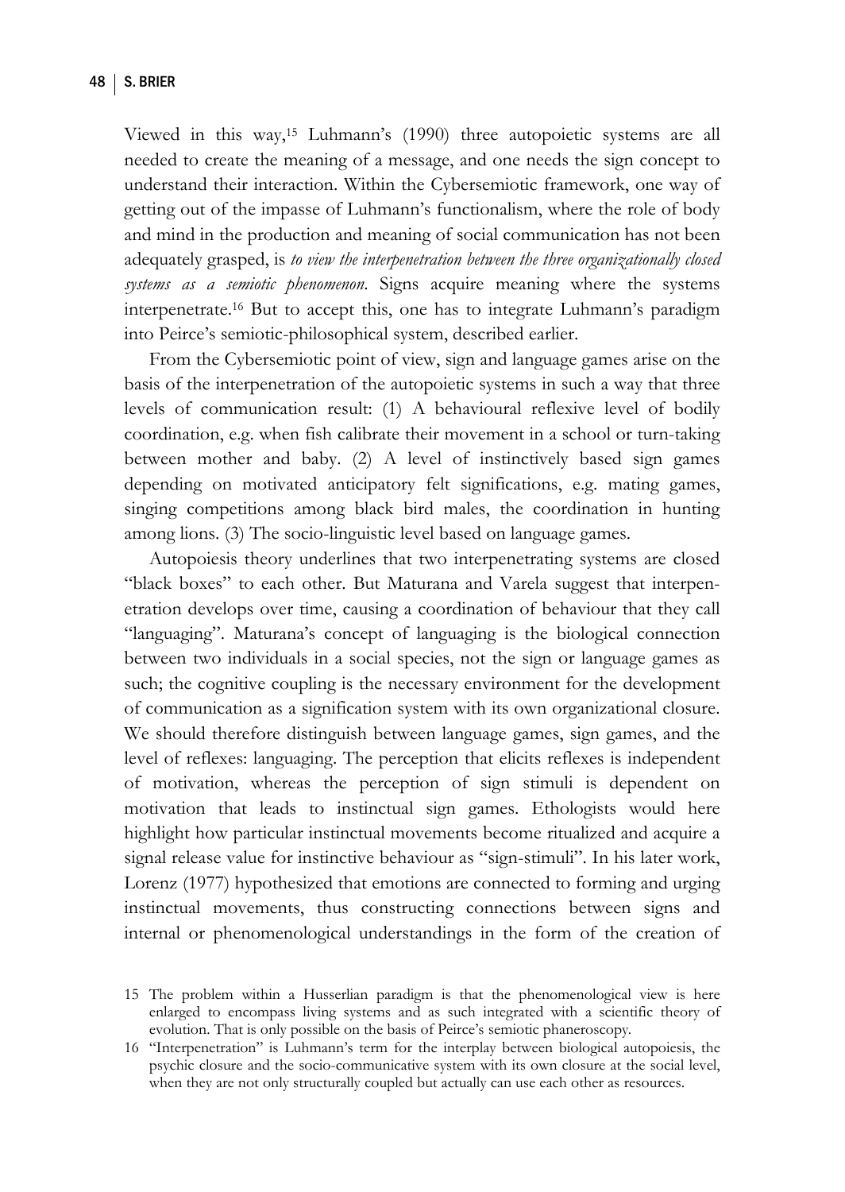Viewed in this way,[15] Luhmann's (1990) three autopoietic systems are all needed to create the meaning of a message, and one needs the sign concept to understand their interaction. Within the Cybersemiotic framework, one way of getting out of the impasse of Luhmann's functionalism, where the role of body and mind in the production and meaning of social communication has not been adequately grasped, is *to view the interpenetration between the three organizationally closed systems as a semiotic phenomenon*. Signs acquire meaning where the systems interpenetrate.[16] But to accept this, one has to integrate Luhmann's paradigm into Peirce's semiotic-philosophical system, described earlier.

From the Cybersemiotic point of view, sign and language games arise on the basis of the interpenetration of the autopoietic systems in such a way that three levels of communication result: (1) A behavioural reflexive level of bodily coordination, e.g. when fish calibrate their movement in a school or turn-taking between mother and baby. (2) A level of instinctively based sign games depending on motivated anticipatory felt significations, e.g. mating games, singing competitions among black bird males, the coordination in hunting among lions. (3) The socio-linguistic level based on language games.

Autopoiesis theory underlines that two interpenetrating systems are closed "black boxes" to each other. But Maturana and Varela suggest that interpenetration develops over time, causing a coordination of behaviour that they call "languaging". Maturana's concept of languaging is the biological connection between two individuals in a social species, not the sign or language games as such; the cognitive coupling is the necessary environment for the development of communication as a signification system with its own organizational closure. We should therefore distinguish between language games, sign games, and the level of reflexes: languaging. The perception that elicits reflexes is independent of motivation, whereas the perception of sign stimuli is dependent on motivation that leads to instinctual sign games. Ethologists would here highlight how particular instinctual movements become ritualized and acquire a signal release value for instinctive behaviour as "sign-stimuli". In his later work, Lorenz (1977) hypothesized that emotions are connected to forming and urging instinctual movements, thus constructing connections between signs and internal or phenomenological understandings in the form of the creation of

15 The problem within a Husserlian paradigm is that the phenomenological view is here enlarged to encompass living systems and as such integrated with a scientific theory of evolution. That is only possible on the basis of Peirce's semiotic phaneroscopy.

16 "Interpenetration" is Luhmann's term for the interplay between biological autopoiesis, the psychic closure and the socio-communicative system with its own closure at the social level, when they are not only structurally coupled but actually can use each other as resources.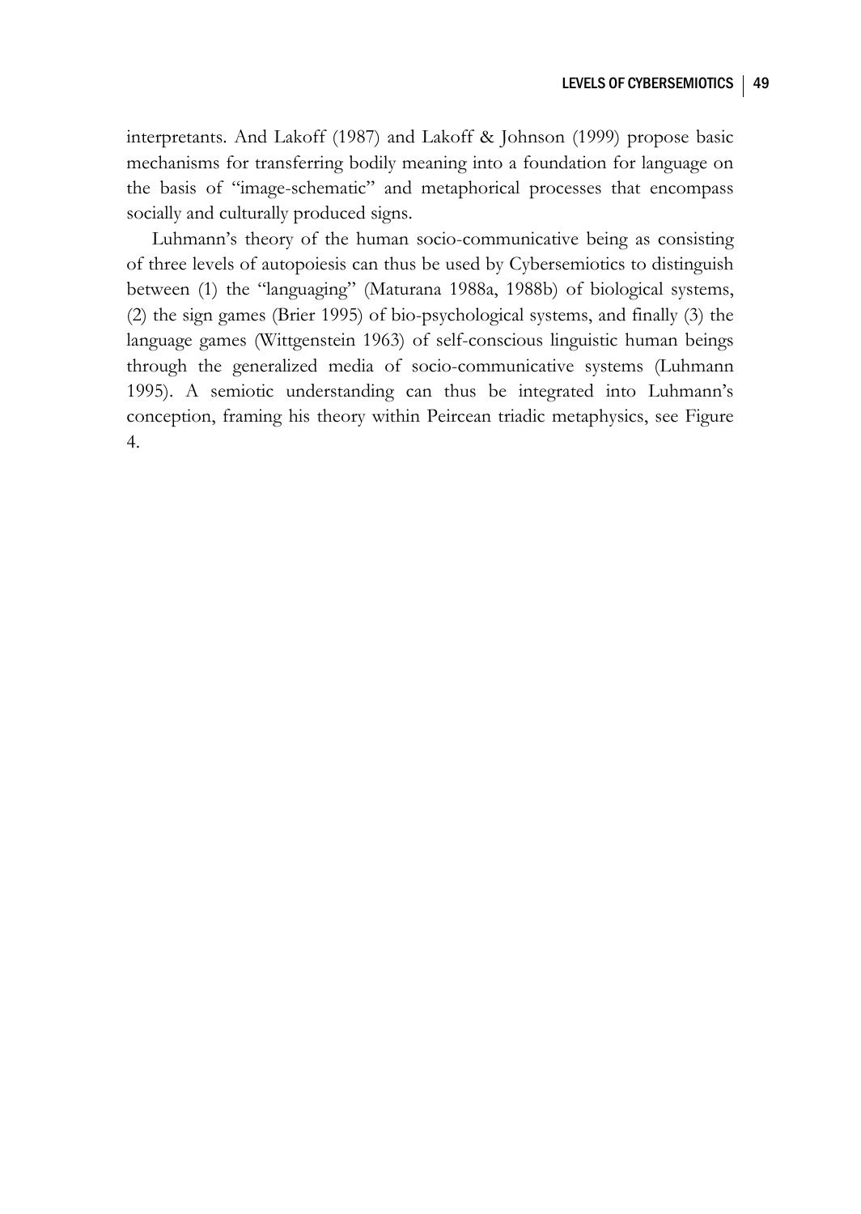interpretants. And Lakoff (1987) and Lakoff & Johnson (1999) propose basic mechanisms for transferring bodily meaning into a foundation for language on the basis of "image-schematic" and metaphorical processes that encompass socially and culturally produced signs.

Luhmann's theory of the human socio-communicative being as consisting of three levels of autopoiesis can thus be used by Cybersemiotics to distinguish between (1) the "languaging" (Maturana 1988a, 1988b) of biological systems, (2) the sign games (Brier 1995) of bio-psychological systems, and finally (3) the language games (Wittgenstein 1963) of self-conscious linguistic human beings through the generalized media of socio-communicative systems (Luhmann 1995). A semiotic understanding can thus be integrated into Luhmann's conception, framing his theory within Peircean triadic metaphysics, see Figure 4.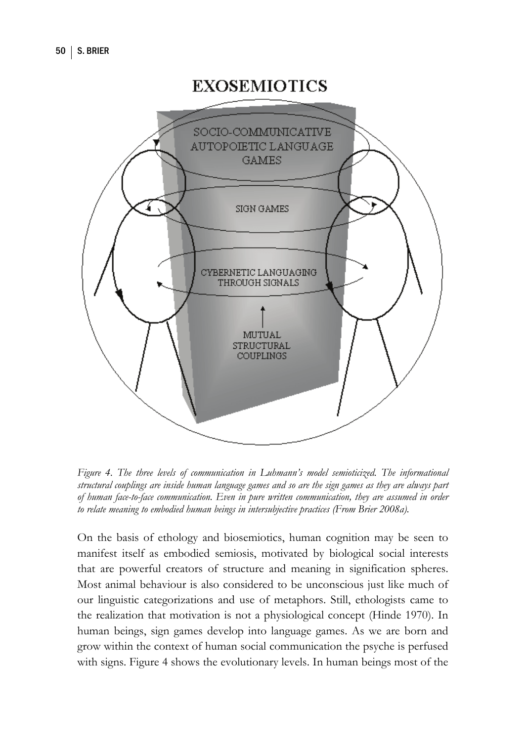*Figure 4. The three levels of communication in Luhmann's model semioticized. The informational structural couplings are inside human language games and so are the sign games as they are always part of human face-to-face communication. Even in pure written communication, they are assumed in order to relate meaning to embodied human beings in intersubjective practices (From Brier 2008a).*

On the basis of ethology and biosemiotics, human cognition may be seen to manifest itself as embodied semiosis, motivated by biological social interests that are powerful creators of structure and meaning in signification spheres. Most animal behaviour is also considered to be unconscious just like much of our linguistic categorizations and use of metaphors. Still, ethologists came to the realization that motivation is not a physiological concept (Hinde 1970). In human beings, sign games develop into language games. As we are born and grow within the context of human social communication the psyche is perfused with signs. Figure 4 shows the evolutionary levels. In human beings most of the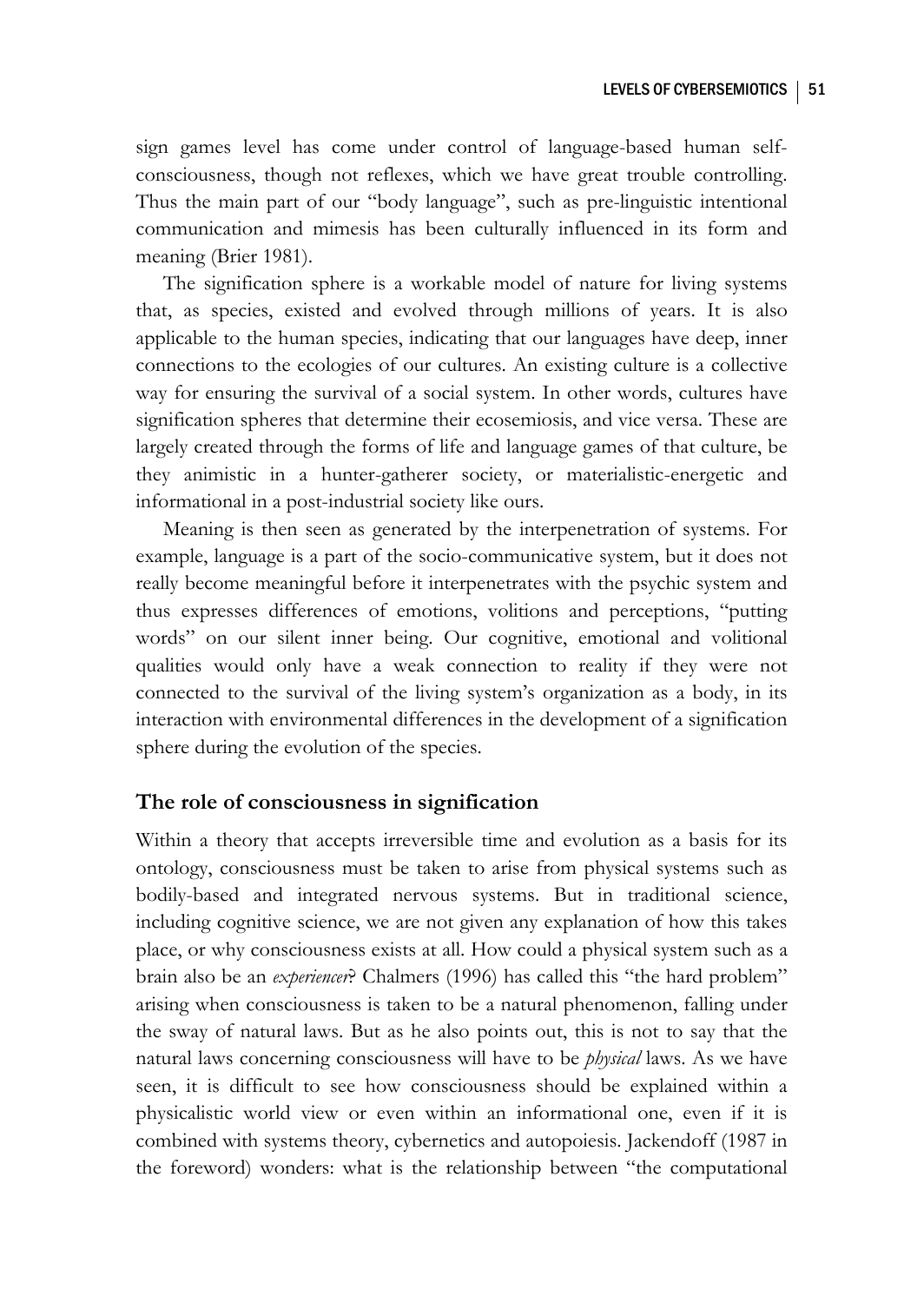sign games level has come under control of language-based human self-consciousness, though not reflexes, which we have great trouble controlling. Thus the main part of our "body language", such as pre-linguistic intentional communication and mimesis has been culturally influenced in its form and meaning (Brier 1981).

The signification sphere is a workable model of nature for living systems that, as species, existed and evolved through millions of years. It is also applicable to the human species, indicating that our languages have deep, inner connections to the ecologies of our cultures. An existing culture is a collective way for ensuring the survival of a social system. In other words, cultures have signification spheres that determine their ecosemiosis, and vice versa. These are largely created through the forms of life and language games of that culture, be they animistic in a hunter-gatherer society, or materialistic-energetic and informational in a post-industrial society like ours.

Meaning is then seen as generated by the interpenetration of systems. For example, language is a part of the socio-communicative system, but it does not really become meaningful before it interpenetrates with the psychic system and thus expresses differences of emotions, volitions and perceptions, "putting words" on our silent inner being. Our cognitive, emotional and volitional qualities would only have a weak connection to reality if they were not connected to the survival of the living system's organization as a body, in its interaction with environmental differences in the development of a signification sphere during the evolution of the species.

## The role of consciousness in signification

Within a theory that accepts irreversible time and evolution as a basis for its ontology, consciousness must be taken to arise from physical systems such as bodily-based and integrated nervous systems. But in traditional science, including cognitive science, we are not given any explanation of how this takes place, or why consciousness exists at all. How could a physical system such as a brain also be an *experiencer*? Chalmers (1996) has called this "the hard problem" arising when consciousness is taken to be a natural phenomenon, falling under the sway of natural laws. But as he also points out, this is not to say that the natural laws concerning consciousness will have to be *physical* laws. As we have seen, it is difficult to see how consciousness should be explained within a physicalistic world view or even within an informational one, even if it is combined with systems theory, cybernetics and autopoiesis. Jackendoff (1987 in the foreword) wonders: what is the relationship between "the computational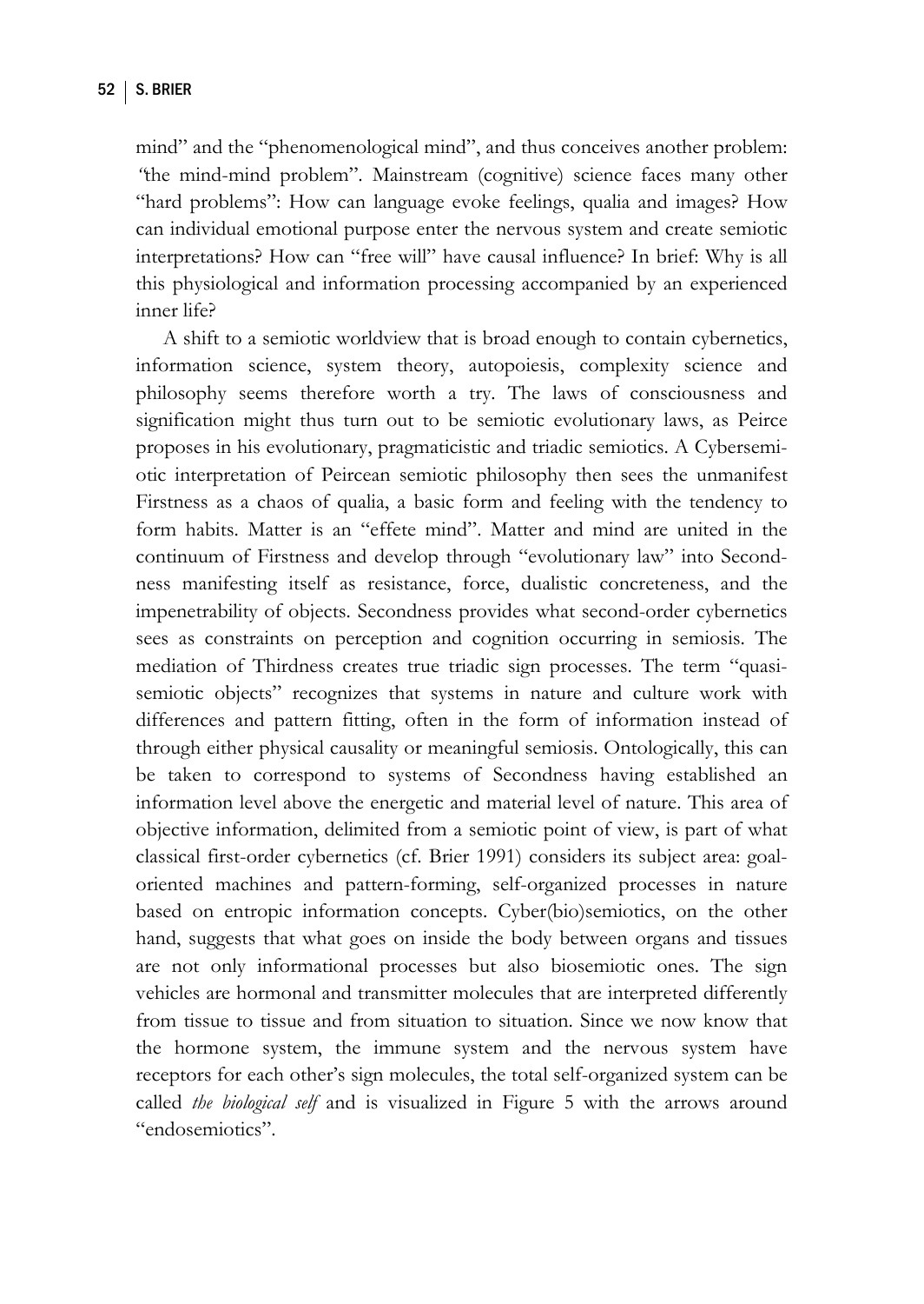mind" and the "phenomenological mind", and thus conceives another problem: "the mind-mind problem". Mainstream (cognitive) science faces many other "hard problems": How can language evoke feelings, qualia and images? How can individual emotional purpose enter the nervous system and create semiotic interpretations? How can "free will" have causal influence? In brief: Why is all this physiological and information processing accompanied by an experienced inner life?

A shift to a semiotic worldview that is broad enough to contain cybernetics, information science, system theory, autopoiesis, complexity science and philosophy seems therefore worth a try. The laws of consciousness and signification might thus turn out to be semiotic evolutionary laws, as Peirce proposes in his evolutionary, pragmaticistic and triadic semiotics. A Cybersemiotic interpretation of Peircean semiotic philosophy then sees the unmanifest Firstness as a chaos of qualia, a basic form and feeling with the tendency to form habits. Matter is an "effete mind". Matter and mind are united in the continuum of Firstness and develop through "evolutionary law" into Secondness manifesting itself as resistance, force, dualistic concreteness, and the impenetrability of objects. Secondness provides what second-order cybernetics sees as constraints on perception and cognition occurring in semiosis. The mediation of Thirdness creates true triadic sign processes. The term "quasi-semiotic objects" recognizes that systems in nature and culture work with differences and pattern fitting, often in the form of information instead of through either physical causality or meaningful semiosis. Ontologically, this can be taken to correspond to systems of Secondness having established an information level above the energetic and material level of nature. This area of objective information, delimited from a semiotic point of view, is part of what classical first-order cybernetics (cf. Brier 1991) considers its subject area: goal-oriented machines and pattern-forming, self-organized processes in nature based on entropic information concepts. Cyber(bio)semiotics, on the other hand, suggests that what goes on inside the body between organs and tissues are not only informational processes but also biosemiotic ones. The sign vehicles are hormonal and transmitter molecules that are interpreted differently from tissue to tissue and from situation to situation. Since we now know that the hormone system, the immune system and the nervous system have receptors for each other's sign molecules, the total self-organized system can be called *the biological self* and is visualized in Figure 5 with the arrows around "endosemiotics".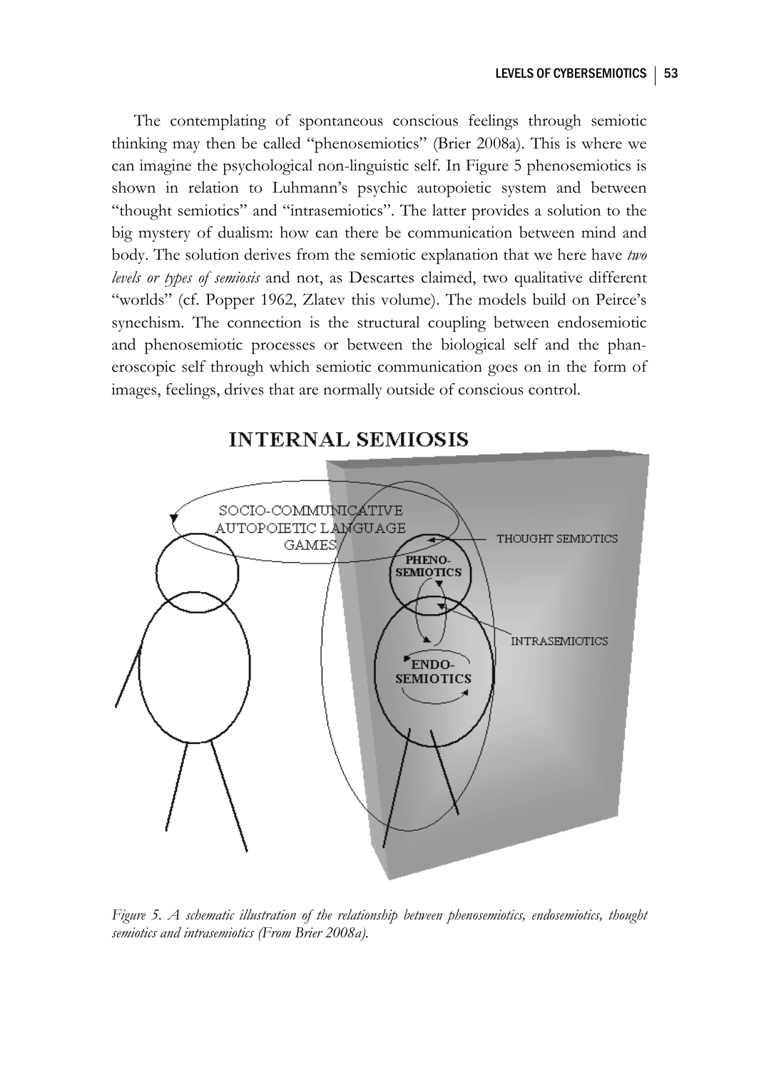The contemplating of spontaneous conscious feelings through semiotic thinking may then be called "phenosemiotics" (Brier 2008a). This is where we can imagine the psychological non-linguistic self. In Figure 5 phenosemiotics is shown in relation to Luhmann's psychic autopoietic system and between "thought semiotics" and "intrasemiotics". The latter provides a solution to the big mystery of dualism: how can there be communication between mind and body. The solution derives from the semiotic explanation that we here have *two levels or types of semiosis* and not, as Descartes claimed, two qualitative different "worlds" (cf. Popper 1962, Zlatev this volume). The models build on Peirce's synechism. The connection is the structural coupling between endosemiotic and phenosemiotic processes or between the biological self and the phaneroscopic self through which semiotic communication goes on in the form of images, feelings, drives that are normally outside of conscious control.

*Figure 5. A schematic illustration of the relationship between phenosemiotics, endosemiotics, thought semiotics and intrasemiotics (From Brier 2008a).*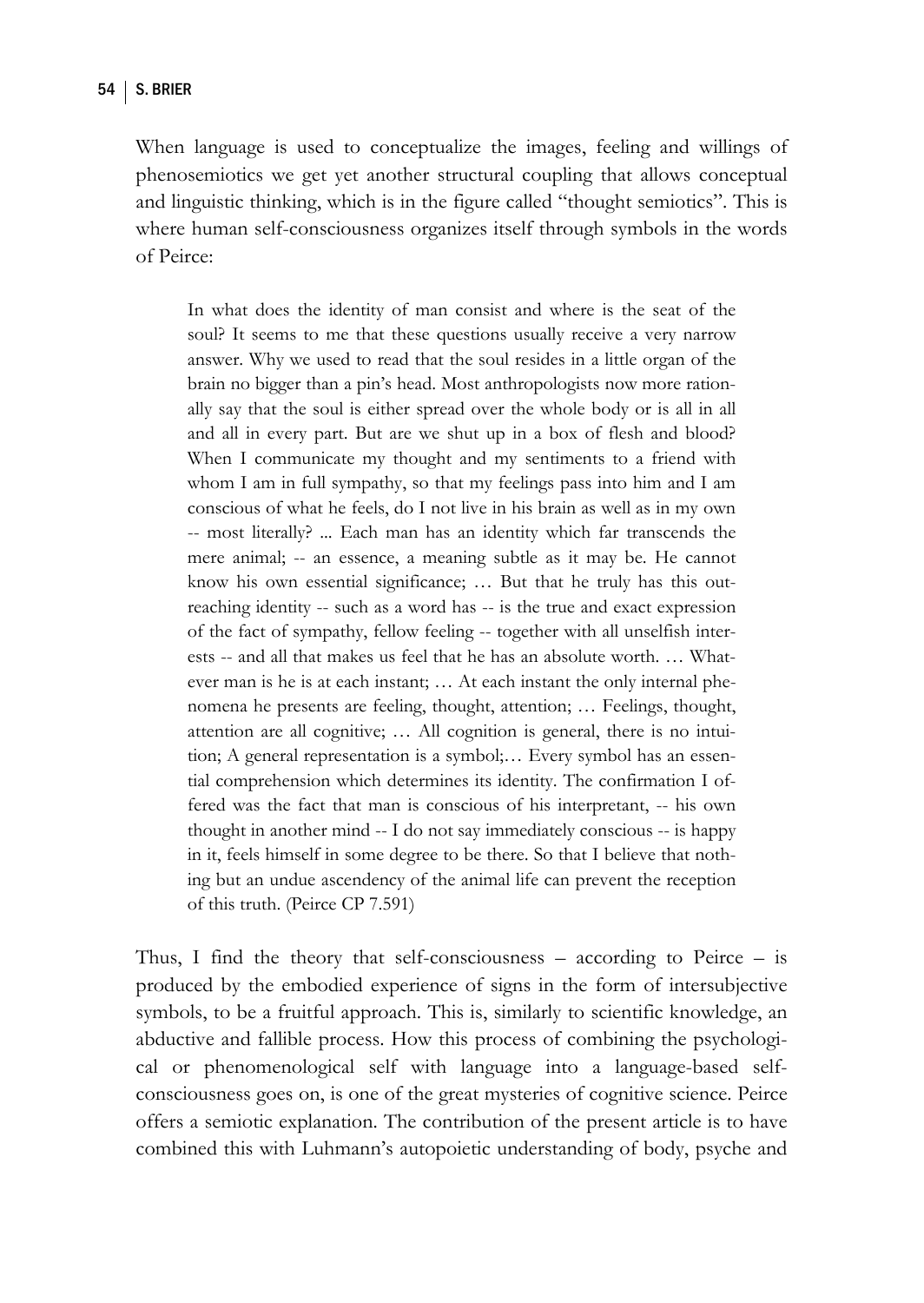When language is used to conceptualize the images, feeling and willings of phenosemiotics we get yet another structural coupling that allows conceptual and linguistic thinking, which is in the figure called "thought semiotics". This is where human self-consciousness organizes itself through symbols in the words of Peirce:

> In what does the identity of man consist and where is the seat of the soul? It seems to me that these questions usually receive a very narrow answer. Why we used to read that the soul resides in a little organ of the brain no bigger than a pin's head. Most anthropologists now more rationally say that the soul is either spread over the whole body or is all in all and all in every part. But are we shut up in a box of flesh and blood? When I communicate my thought and my sentiments to a friend with whom I am in full sympathy, so that my feelings pass into him and I am conscious of what he feels, do I not live in his brain as well as in my own -- most literally? ... Each man has an identity which far transcends the mere animal; -- an essence, a meaning subtle as it may be. He cannot know his own essential significance; … But that he truly has this outreaching identity -- such as a word has -- is the true and exact expression of the fact of sympathy, fellow feeling -- together with all unselfish interests -- and all that makes us feel that he has an absolute worth. … Whatever man is he is at each instant; … At each instant the only internal phenomena he presents are feeling, thought, attention; … Feelings, thought, attention are all cognitive; … All cognition is general, there is no intuition; A general representation is a symbol;… Every symbol has an essential comprehension which determines its identity. The confirmation I offered was the fact that man is conscious of his interpretant, -- his own thought in another mind -- I do not say immediately conscious -- is happy in it, feels himself in some degree to be there. So that I believe that nothing but an undue ascendency of the animal life can prevent the reception of this truth. (Peirce CP 7.591)

Thus, I find the theory that self-consciousness – according to Peirce – is produced by the embodied experience of signs in the form of intersubjective symbols, to be a fruitful approach. This is, similarly to scientific knowledge, an abductive and fallible process. How this process of combining the psychological or phenomenological self with language into a language-based self-consciousness goes on, is one of the great mysteries of cognitive science. Peirce offers a semiotic explanation. The contribution of the present article is to have combined this with Luhmann's autopoietic understanding of body, psyche and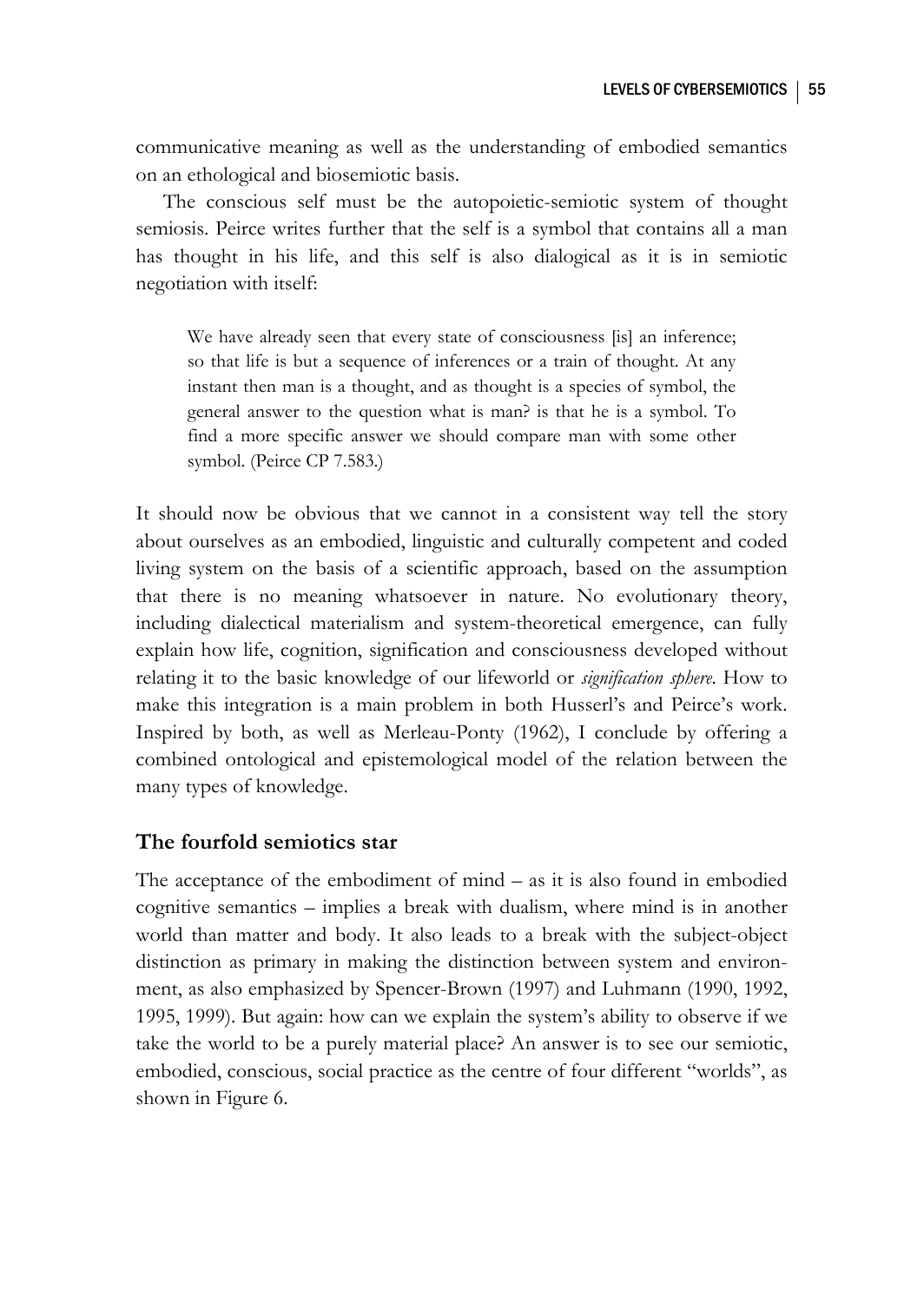communicative meaning as well as the understanding of embodied semantics on an ethological and biosemiotic basis.

The conscious self must be the autopoietic-semiotic system of thought semiosis. Peirce writes further that the self is a symbol that contains all a man has thought in his life, and this self is also dialogical as it is in semiotic negotiation with itself:

> We have already seen that every state of consciousness [is] an inference; so that life is but a sequence of inferences or a train of thought. At any instant then man is a thought, and as thought is a species of symbol, the general answer to the question what is man? is that he is a symbol. To find a more specific answer we should compare man with some other symbol. (Peirce CP 7.583.)

It should now be obvious that we cannot in a consistent way tell the story about ourselves as an embodied, linguistic and culturally competent and coded living system on the basis of a scientific approach, based on the assumption that there is no meaning whatsoever in nature. No evolutionary theory, including dialectical materialism and system-theoretical emergence, can fully explain how life, cognition, signification and consciousness developed without relating it to the basic knowledge of our lifeworld or *signification sphere*. How to make this integration is a main problem in both Husserl's and Peirce's work. Inspired by both, as well as Merleau-Ponty (1962), I conclude by offering a combined ontological and epistemological model of the relation between the many types of knowledge.

## The fourfold semiotics star

The acceptance of the embodiment of mind – as it is also found in embodied cognitive semantics – implies a break with dualism, where mind is in another world than matter and body. It also leads to a break with the subject-object distinction as primary in making the distinction between system and environment, as also emphasized by Spencer-Brown (1997) and Luhmann (1990, 1992, 1995, 1999). But again: how can we explain the system's ability to observe if we take the world to be a purely material place? An answer is to see our semiotic, embodied, conscious, social practice as the centre of four different "worlds", as shown in Figure 6.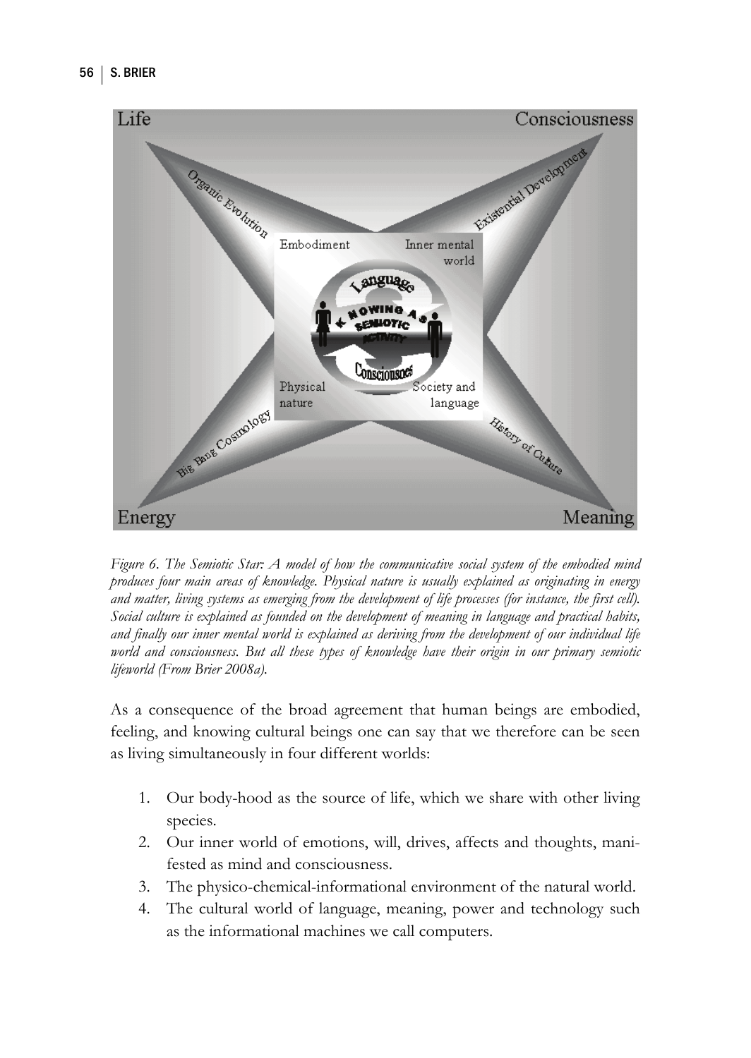*Figure 6. The Semiotic Star: A model of how the communicative social system of the embodied mind produces four main areas of knowledge. Physical nature is usually explained as originating in energy and matter, living systems as emerging from the development of life processes (for instance, the first cell). Social culture is explained as founded on the development of meaning in language and practical habits, and finally our inner mental world is explained as deriving from the development of our individual life world and consciousness. But all these types of knowledge have their origin in our primary semiotic lifeworld (From Brier 2008a).*

As a consequence of the broad agreement that human beings are embodied, feeling, and knowing cultural beings one can say that we therefore can be seen as living simultaneously in four different worlds:

1. Our body-hood as the source of life, which we share with other living species.
2. Our inner world of emotions, will, drives, affects and thoughts, manifested as mind and consciousness.
3. The physico-chemical-informational environment of the natural world.
4. The cultural world of language, meaning, power and technology such as the informational machines we call computers.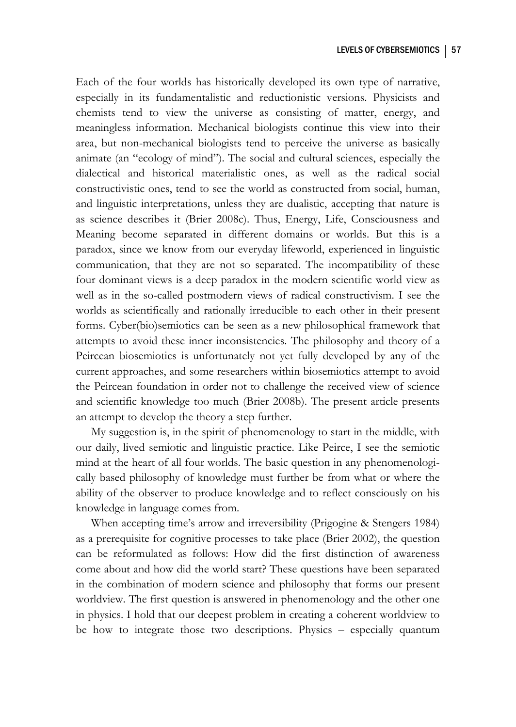Each of the four worlds has historically developed its own type of narrative, especially in its fundamentalistic and reductionistic versions. Physicists and chemists tend to view the universe as consisting of matter, energy, and meaningless information. Mechanical biologists continue this view into their area, but non-mechanical biologists tend to perceive the universe as basically animate (an "ecology of mind"). The social and cultural sciences, especially the dialectical and historical materialistic ones, as well as the radical social constructivistic ones, tend to see the world as constructed from social, human, and linguistic interpretations, unless they are dualistic, accepting that nature is as science describes it (Brier 2008c). Thus, Energy, Life, Consciousness and Meaning become separated in different domains or worlds. But this is a paradox, since we know from our everyday lifeworld, experienced in linguistic communication, that they are not so separated. The incompatibility of these four dominant views is a deep paradox in the modern scientific world view as well as in the so-called postmodern views of radical constructivism. I see the worlds as scientifically and rationally irreducible to each other in their present forms. Cyber(bio)semiotics can be seen as a new philosophical framework that attempts to avoid these inner inconsistencies. The philosophy and theory of a Peircean biosemiotics is unfortunately not yet fully developed by any of the current approaches, and some researchers within biosemiotics attempt to avoid the Peircean foundation in order not to challenge the received view of science and scientific knowledge too much (Brier 2008b). The present article presents an attempt to develop the theory a step further.

My suggestion is, in the spirit of phenomenology to start in the middle, with our daily, lived semiotic and linguistic practice. Like Peirce, I see the semiotic mind at the heart of all four worlds. The basic question in any phenomenologically based philosophy of knowledge must further be from what or where the ability of the observer to produce knowledge and to reflect consciously on his knowledge in language comes from.

When accepting time's arrow and irreversibility (Prigogine & Stengers 1984) as a prerequisite for cognitive processes to take place (Brier 2002), the question can be reformulated as follows: How did the first distinction of awareness come about and how did the world start? These questions have been separated in the combination of modern science and philosophy that forms our present worldview. The first question is answered in phenomenology and the other one in physics. I hold that our deepest problem in creating a coherent worldview to be how to integrate those two descriptions. Physics – especially quantum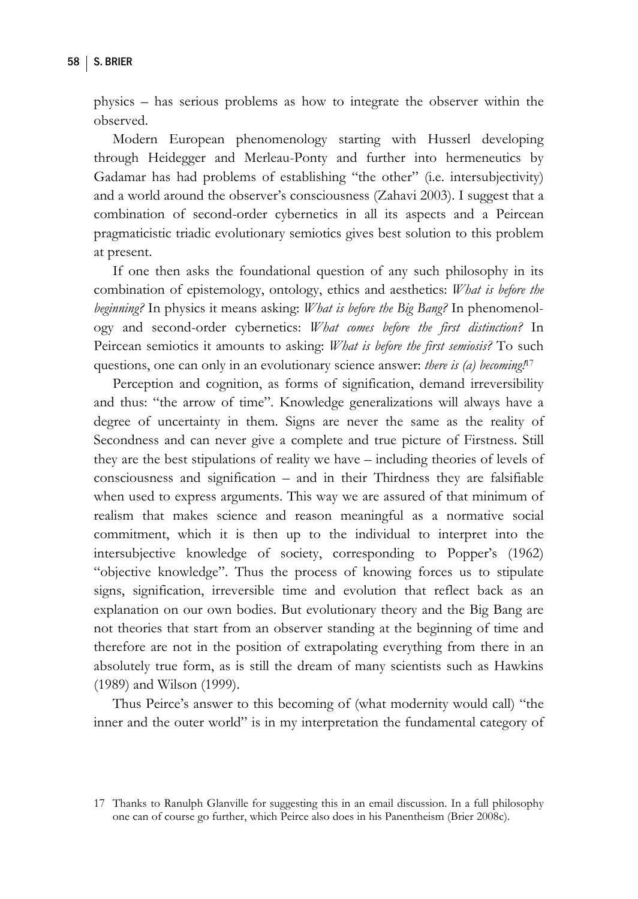physics – has serious problems as how to integrate the observer within the observed.

Modern European phenomenology starting with Husserl developing through Heidegger and Merleau-Ponty and further into hermeneutics by Gadamar has had problems of establishing "the other" (i.e. intersubjectivity) and a world around the observer's consciousness (Zahavi 2003). I suggest that a combination of second-order cybernetics in all its aspects and a Peircean pragmaticistic triadic evolutionary semiotics gives best solution to this problem at present.

If one then asks the foundational question of any such philosophy in its combination of epistemology, ontology, ethics and aesthetics: *What is before the beginning?* In physics it means asking: *What is before the Big Bang?* In phenomenology and second-order cybernetics: *What comes before the first distinction?* In Peircean semiotics it amounts to asking: *What is before the first semiosis?* To such questions, one can only in an evolutionary science answer: *there is (a) becoming!*[17]

Perception and cognition, as forms of signification, demand irreversibility and thus: "the arrow of time". Knowledge generalizations will always have a degree of uncertainty in them. Signs are never the same as the reality of Secondness and can never give a complete and true picture of Firstness. Still they are the best stipulations of reality we have – including theories of levels of consciousness and signification – and in their Thirdness they are falsifiable when used to express arguments. This way we are assured of that minimum of realism that makes science and reason meaningful as a normative social commitment, which it is then up to the individual to interpret into the intersubjective knowledge of society, corresponding to Popper's (1962) "objective knowledge". Thus the process of knowing forces us to stipulate signs, signification, irreversible time and evolution that reflect back as an explanation on our own bodies. But evolutionary theory and the Big Bang are not theories that start from an observer standing at the beginning of time and therefore are not in the position of extrapolating everything from there in an absolutely true form, as is still the dream of many scientists such as Hawkins (1989) and Wilson (1999).

Thus Peirce's answer to this becoming of (what modernity would call) "the inner and the outer world" is in my interpretation the fundamental category of

17 Thanks to Ranulph Glanville for suggesting this in an email discussion. In a full philosophy one can of course go further, which Peirce also does in his Panentheism (Brier 2008c).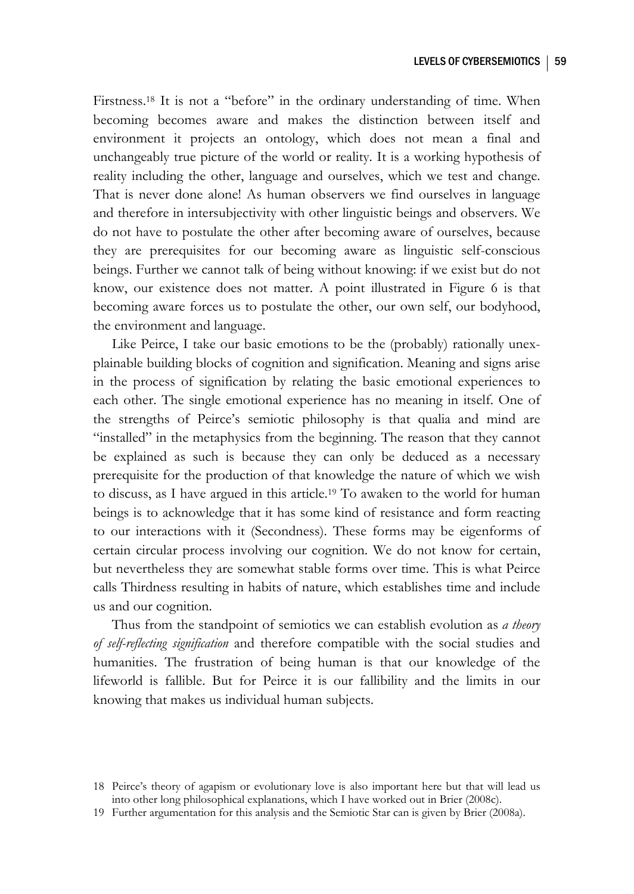Firstness.[18] It is not a "before" in the ordinary understanding of time. When becoming becomes aware and makes the distinction between itself and environment it projects an ontology, which does not mean a final and unchangeably true picture of the world or reality. It is a working hypothesis of reality including the other, language and ourselves, which we test and change. That is never done alone! As human observers we find ourselves in language and therefore in intersubjectivity with other linguistic beings and observers. We do not have to postulate the other after becoming aware of ourselves, because they are prerequisites for our becoming aware as linguistic self-conscious beings. Further we cannot talk of being without knowing: if we exist but do not know, our existence does not matter. A point illustrated in Figure 6 is that becoming aware forces us to postulate the other, our own self, our bodyhood, the environment and language.

Like Peirce, I take our basic emotions to be the (probably) rationally unexplainable building blocks of cognition and signification. Meaning and signs arise in the process of signification by relating the basic emotional experiences to each other. The single emotional experience has no meaning in itself. One of the strengths of Peirce's semiotic philosophy is that qualia and mind are "installed" in the metaphysics from the beginning. The reason that they cannot be explained as such is because they can only be deduced as a necessary prerequisite for the production of that knowledge the nature of which we wish to discuss, as I have argued in this article.[19] To awaken to the world for human beings is to acknowledge that it has some kind of resistance and form reacting to our interactions with it (Secondness). These forms may be eigenforms of certain circular process involving our cognition. We do not know for certain, but nevertheless they are somewhat stable forms over time. This is what Peirce calls Thirdness resulting in habits of nature, which establishes time and include us and our cognition.

Thus from the standpoint of semiotics we can establish evolution as *a theory of self-reflecting signification* and therefore compatible with the social studies and humanities. The frustration of being human is that our knowledge of the lifeworld is fallible. But for Peirce it is our fallibility and the limits in our knowing that makes us individual human subjects.

18 Peirce's theory of agapism or evolutionary love is also important here but that will lead us into other long philosophical explanations, which I have worked out in Brier (2008c).

19 Further argumentation for this analysis and the Semiotic Star can is given by Brier (2008a).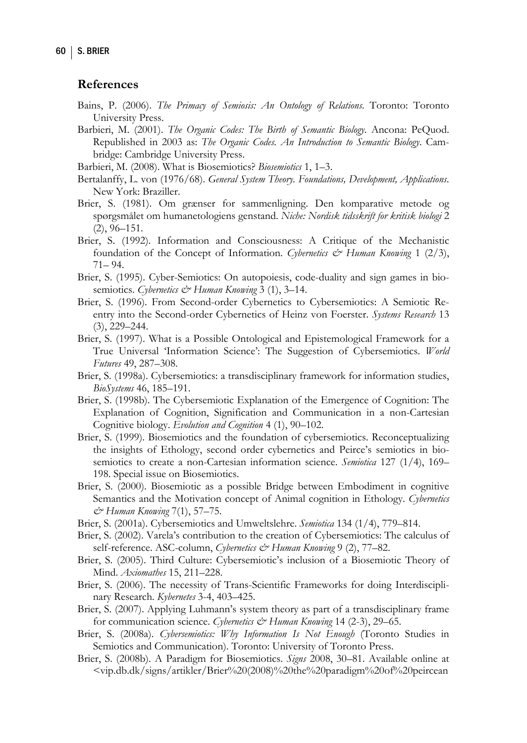## References

Bains, P. (2006). *The Primacy of Semiosis: An Ontology of Relations*. Toronto: Toronto University Press.

Barbieri, M. (2001). *The Organic Codes: The Birth of Semantic Biology*. Ancona: PeQuod. Republished in 2003 as: *The Organic Codes. An Introduction to Semantic Biology*. Cambridge: Cambridge University Press.

Barbieri, M. (2008). What is Biosemiotics? *Biosemiotics* 1, 1–3.

Bertalanffy, L. von (1976/68). *General System Theory. Foundations, Development, Applications*. New York: Braziller.

Brier, S. (1981). Om grænser for sammenligning. Den komparative metode og spørgsmålet om humanetologiens genstand. *Niche: Nordisk tidsskrift for kritisk biologi* 2 (2), 96–151.

Brier, S. (1992). Information and Consciousness: A Critique of the Mechanistic foundation of the Concept of Information. *Cybernetics & Human Knowing* 1 (2/3), 71– 94.

Brier, S. (1995). Cyber-Semiotics: On autopoiesis, code-duality and sign games in biosemiotics. *Cybernetics & Human Knowing* 3 (1), 3–14.

Brier, S. (1996). From Second-order Cybernetics to Cybersemiotics: A Semiotic Reentry into the Second-order Cybernetics of Heinz von Foerster. *Systems Research* 13 (3), 229–244.

Brier, S. (1997). What is a Possible Ontological and Epistemological Framework for a True Universal 'Information Science': The Suggestion of Cybersemiotics. *World Futures* 49, 287–308.

Brier, S. (1998a). Cybersemiotics: a transdisciplinary framework for information studies, *BioSystems* 46, 185–191.

Brier, S. (1998b). The Cybersemiotic Explanation of the Emergence of Cognition: The Explanation of Cognition, Signification and Communication in a non-Cartesian Cognitive biology. *Evolution and Cognition* 4 (1), 90–102.

Brier, S. (1999). Biosemiotics and the foundation of cybersemiotics. Reconceptualizing the insights of Ethology, second order cybernetics and Peirce's semiotics in biosemiotics to create a non-Cartesian information science. *Semiotica* 127 (1/4), 169–198. Special issue on Biosemiotics.

Brier, S. (2000). Biosemiotic as a possible Bridge between Embodiment in cognitive Semantics and the Motivation concept of Animal cognition in Ethology. *Cybernetics & Human Knowing* 7(1), 57–75.

Brier, S. (2001a). Cybersemiotics and Umweltslehre. *Semiotica* 134 (1/4), 779–814.

Brier, S. (2002). Varela's contribution to the creation of Cybersemiotics: The calculus of self-reference. ASC-column, *Cybernetics & Human Knowing* 9 (2), 77–82.

Brier, S. (2005). Third Culture: Cybersemiotic's inclusion of a Biosemiotic Theory of Mind. *Axiomathes* 15, 211–228.

Brier, S. (2006). The necessity of Trans-Scientific Frameworks for doing Interdisciplinary Research. *Kybernetes* 3-4, 403–425.

Brier, S. (2007). Applying Luhmann's system theory as part of a transdisciplinary frame for communication science. *Cybernetics & Human Knowing* 14 (2-3), 29–65.

Brier, S. (2008a). *Cybersemiotics: Why Information Is Not Enough* (Toronto Studies in Semiotics and Communication). Toronto: University of Toronto Press.

Brier, S. (2008b). A Paradigm for Biosemiotics. *Signs* 2008, 30–81. Available online at <vip.db.dk/signs/artikler/Brier%20(2008)%20the%20paradigm%20of%20peircean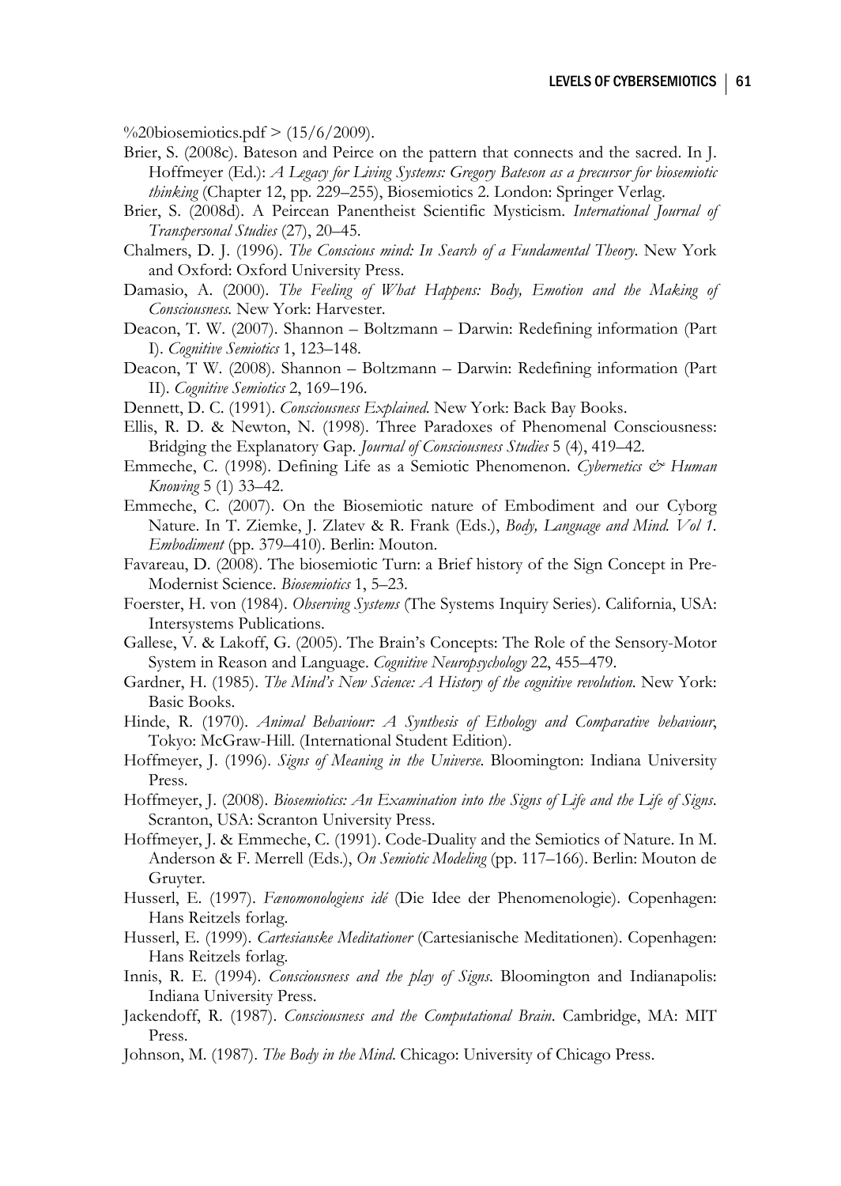%20biosemiotics.pdf > (15/6/2009).

Brier, S. (2008c). Bateson and Peirce on the pattern that connects and the sacred. In J. Hoffmeyer (Ed.): *A Legacy for Living Systems: Gregory Bateson as a precursor for biosemiotic thinking* (Chapter 12, pp. 229–255), Biosemiotics 2. London: Springer Verlag.

Brier, S. (2008d). A Peircean Panentheist Scientific Mysticism. *International Journal of Transpersonal Studies* (27), 20–45.

Chalmers, D. J. (1996). *The Conscious mind: In Search of a Fundamental Theory*. New York and Oxford: Oxford University Press.

Damasio, A. (2000). *The Feeling of What Happens: Body, Emotion and the Making of Consciousness.* New York: Harvester.

Deacon, T. W. (2007). Shannon – Boltzmann – Darwin: Redefining information (Part I). *Cognitive Semiotics* 1, 123–148.

Deacon, T W. (2008). Shannon – Boltzmann – Darwin: Redefining information (Part II). *Cognitive Semiotics* 2, 169–196.

Dennett, D. C. (1991). *Consciousness Explained*. New York: Back Bay Books.

Ellis, R. D. & Newton, N. (1998). Three Paradoxes of Phenomenal Consciousness: Bridging the Explanatory Gap. *Journal of Consciousness Studies* 5 (4), 419–42.

Emmeche, C. (1998). Defining Life as a Semiotic Phenomenon. *Cybernetics & Human Knowing* 5 (1) 33–42.

Emmeche, C. (2007). On the Biosemiotic nature of Embodiment and our Cyborg Nature. In T. Ziemke, J. Zlatev & R. Frank (Eds.), *Body, Language and Mind. Vol 1. Embodiment* (pp. 379–410). Berlin: Mouton.

Favareau, D. (2008). The biosemiotic Turn: a Brief history of the Sign Concept in Pre-Modernist Science. *Biosemiotics* 1, 5–23.

Foerster, H. von (1984). *Observing Systems* (The Systems Inquiry Series). California, USA: Intersystems Publications.

Gallese, V. & Lakoff, G. (2005). The Brain's Concepts: The Role of the Sensory-Motor System in Reason and Language. *Cognitive Neuropsychology* 22, 455–479.

Gardner, H. (1985). *The Mind's New Science: A History of the cognitive revolution*. New York: Basic Books.

Hinde, R. (1970). *Animal Behaviour: A Synthesis of Ethology and Comparative behaviour*, Tokyo: McGraw-Hill. (International Student Edition).

Hoffmeyer, J. (1996). *Signs of Meaning in the Universe*. Bloomington: Indiana University Press.

Hoffmeyer, J. (2008). *Biosemiotics: An Examination into the Signs of Life and the Life of Signs*. Scranton, USA: Scranton University Press.

Hoffmeyer, J. & Emmeche, C. (1991). Code-Duality and the Semiotics of Nature. In M. Anderson & F. Merrell (Eds.), *On Semiotic Modeling* (pp. 117–166). Berlin: Mouton de Gruyter.

Husserl, E. (1997). *Fænomonologiens idé* (Die Idee der Phenomenologie). Copenhagen: Hans Reitzels forlag.

Husserl, E. (1999). *Cartesianske Meditationer* (Cartesianische Meditationen). Copenhagen: Hans Reitzels forlag.

Innis, R. E. (1994). *Consciousness and the play of Signs*. Bloomington and Indianapolis: Indiana University Press.

Jackendoff, R. (1987). *Consciousness and the Computational Brain*. Cambridge, MA: MIT Press.

Johnson, M. (1987). *The Body in the Mind*. Chicago: University of Chicago Press.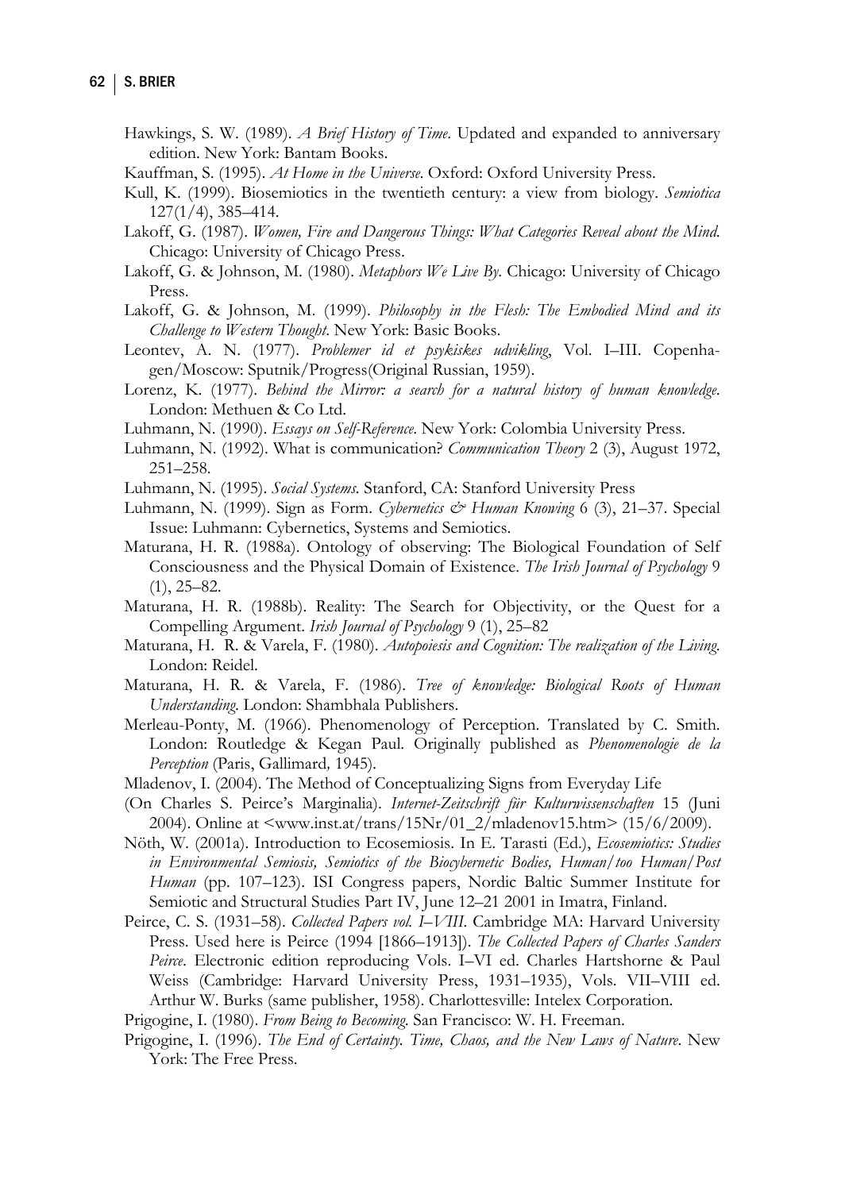Hawkings, S. W. (1989). *A Brief History of Time*. Updated and expanded to anniversary edition. New York: Bantam Books.

Kauffman, S. (1995). *At Home in the Universe*. Oxford: Oxford University Press.

Kull, K. (1999). Biosemiotics in the twentieth century: a view from biology. *Semiotica* 127(1/4), 385–414.

Lakoff, G. (1987). *Women, Fire and Dangerous Things: What Categories Reveal about the Mind*. Chicago: University of Chicago Press.

Lakoff, G. & Johnson, M. (1980). *Metaphors We Live By*. Chicago: University of Chicago Press.

Lakoff, G. & Johnson, M. (1999). *Philosophy in the Flesh: The Embodied Mind and its Challenge to Western Thought*. New York: Basic Books.

Leontev, A. N. (1977). *Problemer id et psykiskes udvikling*, Vol. I–III. Copenhagen/Moscow: Sputnik/Progress(Original Russian, 1959).

Lorenz, K. (1977). *Behind the Mirror: a search for a natural history of human knowledge*. London: Methuen & Co Ltd.

Luhmann, N. (1990). *Essays on Self-Reference*. New York: Colombia University Press.

Luhmann, N. (1992). What is communication? *Communication Theory* 2 (3), August 1972, 251–258.

Luhmann, N. (1995). *Social Systems*. Stanford, CA: Stanford University Press

Luhmann, N. (1999). Sign as Form. *Cybernetics & Human Knowing* 6 (3), 21–37. Special Issue: Luhmann: Cybernetics, Systems and Semiotics.

Maturana, H. R. (1988a). Ontology of observing: The Biological Foundation of Self Consciousness and the Physical Domain of Existence. *The Irish Journal of Psychology* 9 (1), 25–82.

Maturana, H. R. (1988b). Reality: The Search for Objectivity, or the Quest for a Compelling Argument. *Irish Journal of Psychology* 9 (1), 25–82

Maturana, H. R. & Varela, F. (1980). *Autopoiesis and Cognition: The realization of the Living*. London: Reidel.

Maturana, H. R. & Varela, F. (1986). *Tree of knowledge: Biological Roots of Human Understanding*. London: Shambhala Publishers.

Merleau-Ponty, M. (1966). Phenomenology of Perception. Translated by C. Smith. London: Routledge & Kegan Paul. Originally published as *Phenomenologie de la Perception* (Paris, Gallimard, 1945).

Mladenov, I. (2004). The Method of Conceptualizing Signs from Everyday Life

(On Charles S. Peirce's Marginalia). *Internet-Zeitschrift für Kulturwissenschaften* 15 (Juni 2004). Online at <www.inst.at/trans/15Nr/01_2/mladenov15.htm> (15/6/2009).

Nöth, W. (2001a). Introduction to Ecosemiosis. In E. Tarasti (Ed.), *Ecosemiotics: Studies in Environmental Semiosis, Semiotics of the Biocybernetic Bodies, Human/too Human/Post Human* (pp. 107–123). ISI Congress papers, Nordic Baltic Summer Institute for Semiotic and Structural Studies Part IV, June 12–21 2001 in Imatra, Finland.

Peirce, C. S. (1931–58). *Collected Papers vol. I–VIII*. Cambridge MA: Harvard University Press. Used here is Peirce (1994 [1866–1913]). *The Collected Papers of Charles Sanders Peirce*. Electronic edition reproducing Vols. I–VI ed. Charles Hartshorne & Paul Weiss (Cambridge: Harvard University Press, 1931–1935), Vols. VII–VIII ed. Arthur W. Burks (same publisher, 1958). Charlottesville: Intelex Corporation.

Prigogine, I. (1980). *From Being to Becoming*. San Francisco: W. H. Freeman.

Prigogine, I. (1996). *The End of Certainty. Time, Chaos, and the New Laws of Nature*. New York: The Free Press.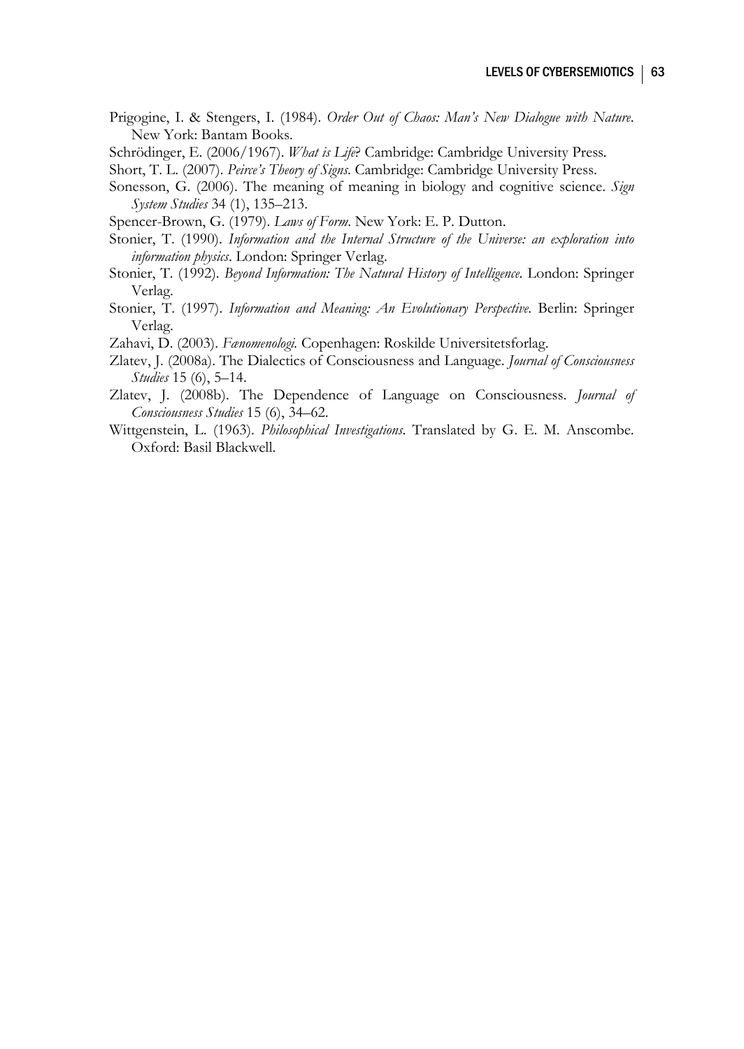Prigogine, I. & Stengers, I. (1984). *Order Out of Chaos: Man's New Dialogue with Nature*. New York: Bantam Books.

Schrödinger, E. (2006/1967). *What is Life*? Cambridge: Cambridge University Press.

Short, T. L. (2007). *Peirce's Theory of Signs*. Cambridge: Cambridge University Press.

Sonesson, G. (2006). The meaning of meaning in biology and cognitive science. *Sign System Studies* 34 (1), 135–213.

Spencer-Brown, G. (1979). *Laws of Form*. New York: E. P. Dutton.

Stonier, T. (1990). *Information and the Internal Structure of the Universe: an exploration into information physics*. London: Springer Verlag.

Stonier, T. (1992). *Beyond Information: The Natural History of Intelligence*. London: Springer Verlag.

Stonier, T. (1997). *Information and Meaning: An Evolutionary Perspective*. Berlin: Springer Verlag.

Zahavi, D. (2003). *Fænomenologi*. Copenhagen: Roskilde Universitetsforlag.

Zlatev, J. (2008a). The Dialectics of Consciousness and Language. *Journal of Consciousness Studies* 15 (6), 5–14.

Zlatev, J. (2008b). The Dependence of Language on Consciousness. *Journal of Consciousness Studies* 15 (6), 34–62.

Wittgenstein, L. (1963). *Philosophical Investigations*. Translated by G. E. M. Anscombe. Oxford: Basil Blackwell.